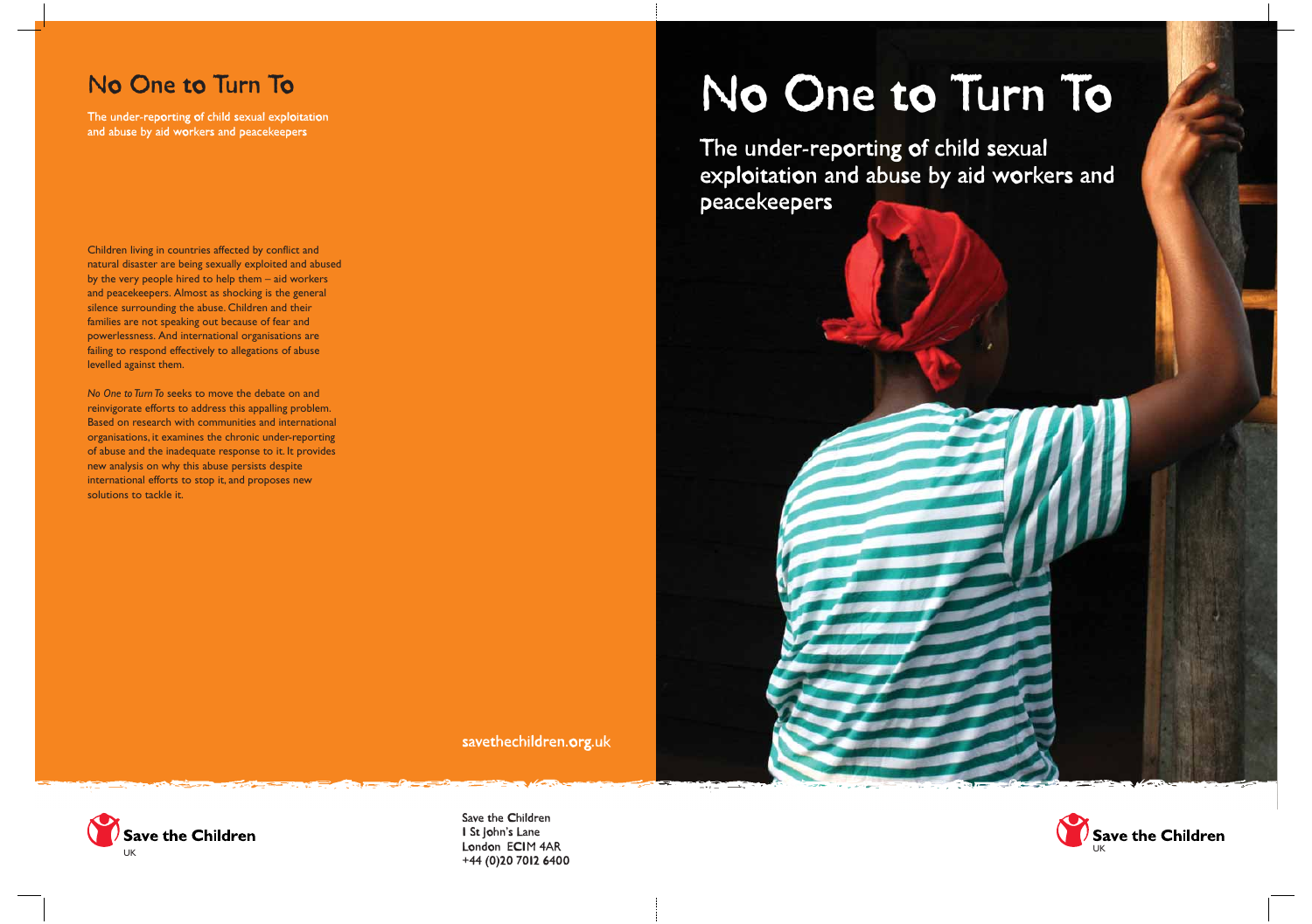# No One to Turn To

## The under-reporting of child sexual exploitation and abuse by aid workers and peacekeepers

Children living in countries affected by conflict and natural disaster are being sexually exploited and abused by the very people hired to help them – aid workers and peacekeepers. Almost as shocking is the general silence surrounding the abuse. Children and their families are not speaking out because of fear and powerlessness. And international organisations are failing to respond effectively to allegations of abuse levelled against them.

*No One to Turn To* seeks to move the debate on and reinvigorate efforts to address this appalling problem. Based on research with communities and international organisations, it examines the chronic under-reporting of abuse and the inadequate response to it. It provides new analysis on why this abuse persists despite international efforts to stop it, and proposes new solutions to tackle it.

savethechildren.org.uk

Save the Children UK

Save the Children
1 St John's Lane
London EC1M 4AR
+44 (0)20 7012 6400

# No One to Turn To

## The under-reporting of child sexual exploitation and abuse by aid workers and peacekeepers

Save the Children UK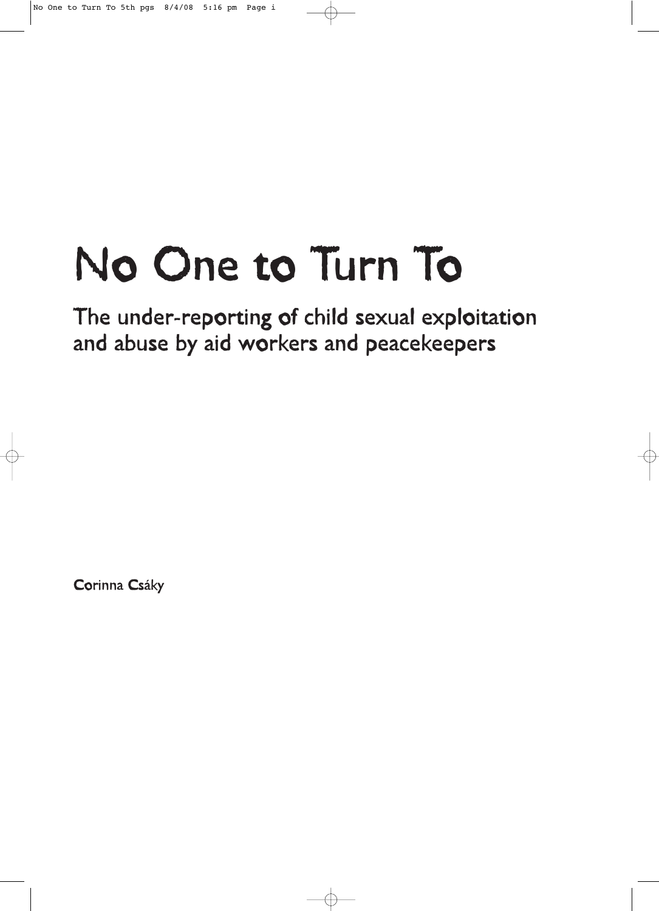# No One to Turn To

## The under-reporting of child sexual exploitation and abuse by aid workers and peacekeepers

Corinna Csáky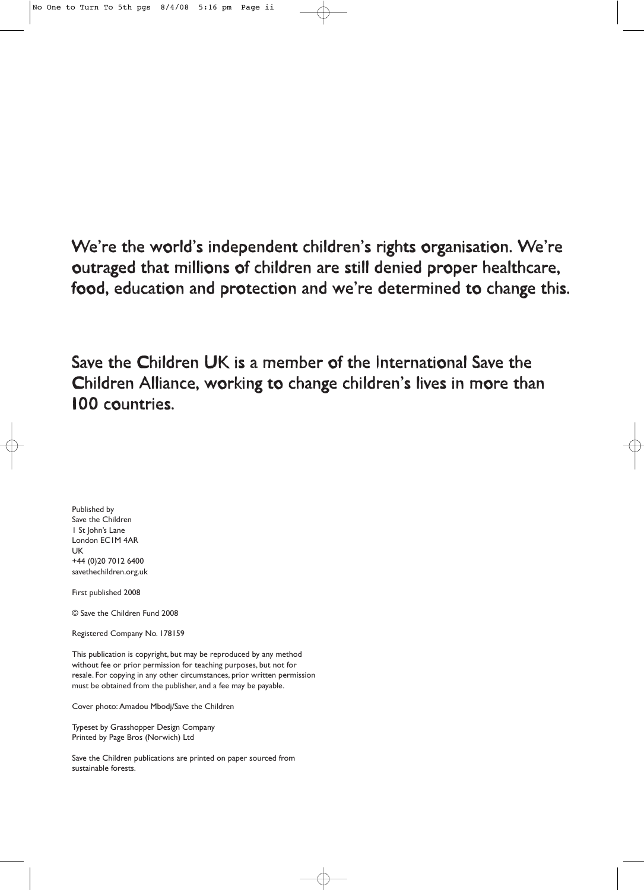We're the world's independent children's rights organisation. We're outraged that millions of children are still denied proper healthcare, food, education and protection and we're determined to change this.

Save the Children UK is a member of the International Save the Children Alliance, working to change children's lives in more than 100 countries.

Published by
Save the Children
1 St John's Lane
London EC1M 4AR
UK
+44 (0)20 7012 6400
savethechildren.org.uk

First published 2008

© Save the Children Fund 2008

Registered Company No. 178159

This publication is copyright, but may be reproduced by any method without fee or prior permission for teaching purposes, but not for resale. For copying in any other circumstances, prior written permission must be obtained from the publisher, and a fee may be payable.

Cover photo: Amadou Mbodj/Save the Children

Typeset by Grasshopper Design Company
Printed by Page Bros (Norwich) Ltd

Save the Children publications are printed on paper sourced from sustainable forests.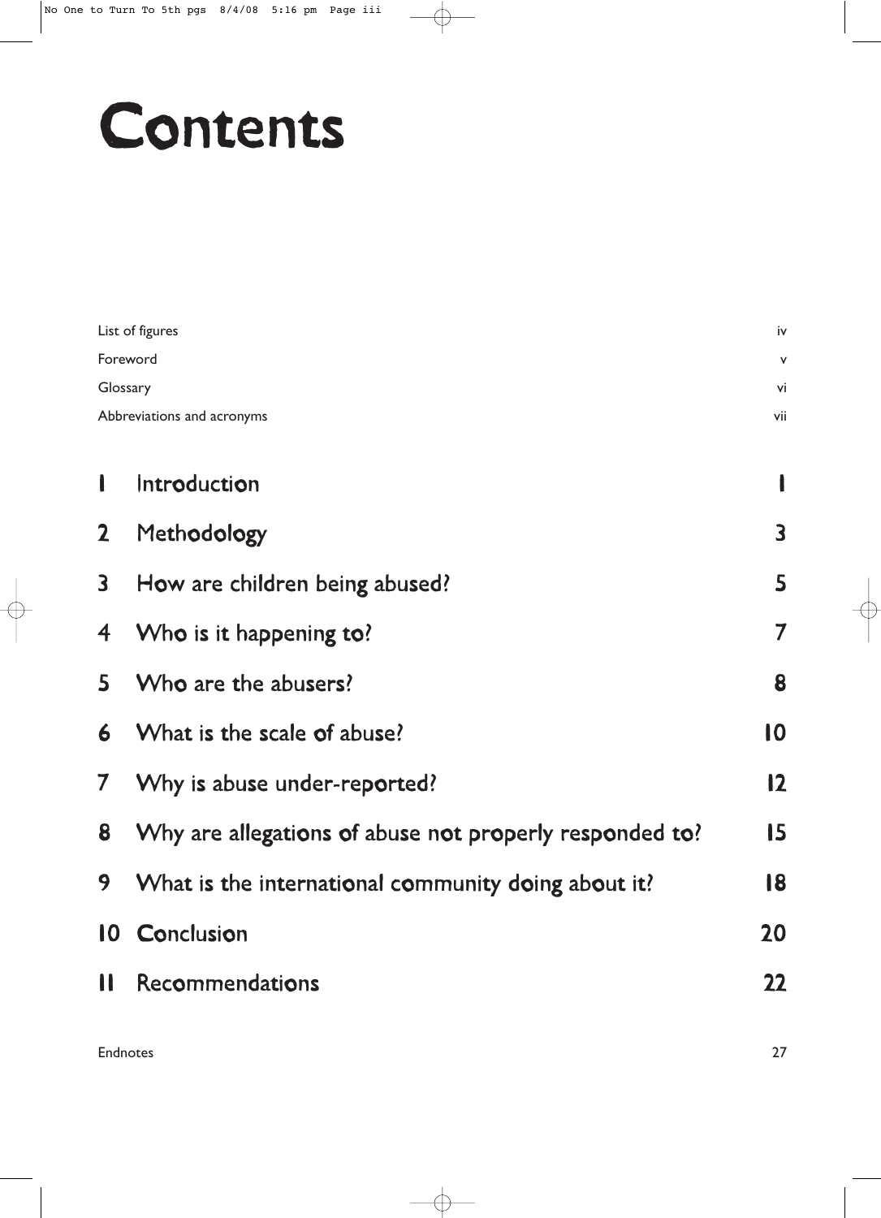# Contents

| | | |
|---|---|---|
| List of figures | | iv |
| Foreword | | v |
| Glossary | | vi |
| Abbreviations and acronyms | | vii |
| 1 | Introduction | 1 |
| 2 | Methodology | 3 |
| 3 | How are children being abused? | 5 |
| 4 | Who is it happening to? | 7 |
| 5 | Who are the abusers? | 8 |
| 6 | What is the scale of abuse? | 10 |
| 7 | Why is abuse under-reported? | 12 |
| 8 | Why are allegations of abuse not properly responded to? | 15 |
| 9 | What is the international community doing about it? | 18 |
| 10 | Conclusion | 20 |
| 11 | Recommendations | 22 |
| Endnotes | | 27 |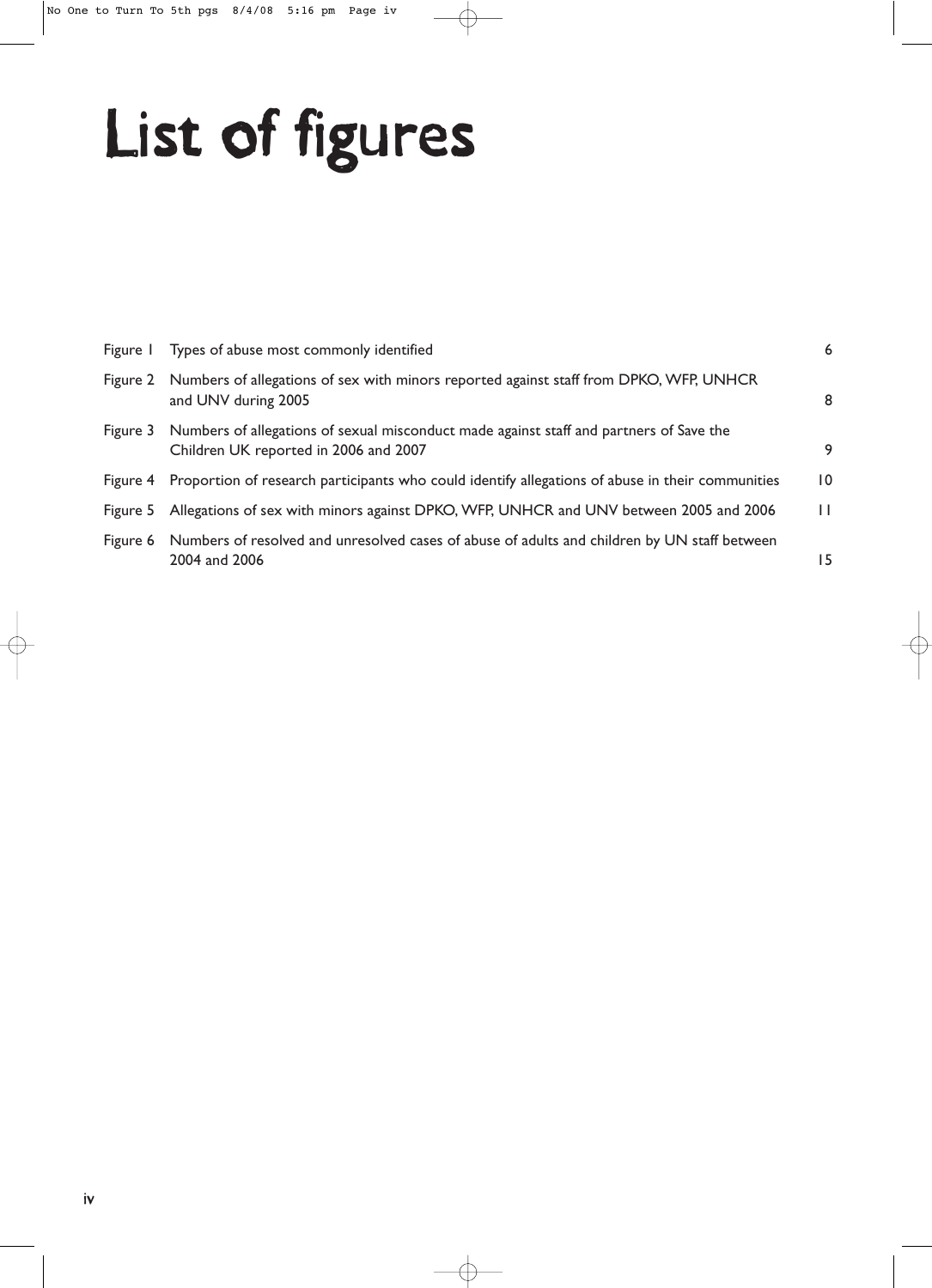# List of figures

| | | |
|---|---|---|
| Figure 1 | Types of abuse most commonly identified | 6 |
| Figure 2 | Numbers of allegations of sex with minors reported against staff from DPKO, WFP, UNHCR and UNV during 2005 | 8 |
| Figure 3 | Numbers of allegations of sexual misconduct made against staff and partners of Save the Children UK reported in 2006 and 2007 | 9 |
| Figure 4 | Proportion of research participants who could identify allegations of abuse in their communities | 10 |
| Figure 5 | Allegations of sex with minors against DPKO, WFP, UNHCR and UNV between 2005 and 2006 | 11 |
| Figure 6 | Numbers of resolved and unresolved cases of abuse of adults and children by UN staff between 2004 and 2006 | 15 |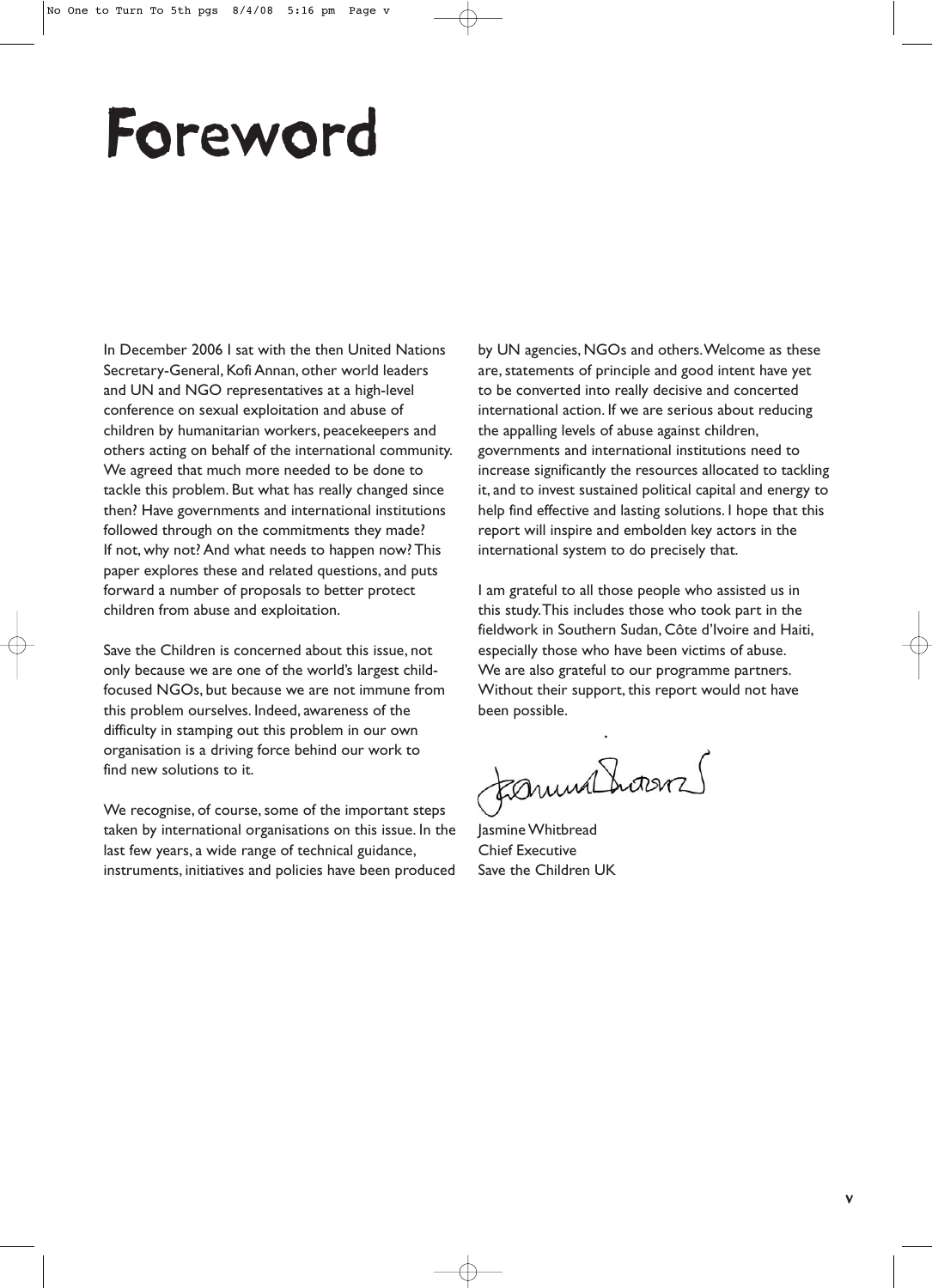# Foreword

In December 2006 I sat with the then United Nations Secretary-General, Kofi Annan, other world leaders and UN and NGO representatives at a high-level conference on sexual exploitation and abuse of children by humanitarian workers, peacekeepers and others acting on behalf of the international community. We agreed that much more needed to be done to tackle this problem. But what has really changed since then? Have governments and international institutions followed through on the commitments they made? If not, why not? And what needs to happen now? This paper explores these and related questions, and puts forward a number of proposals to better protect children from abuse and exploitation.

Save the Children is concerned about this issue, not only because we are one of the world's largest child-focused NGOs, but because we are not immune from this problem ourselves. Indeed, awareness of the difficulty in stamping out this problem in our own organisation is a driving force behind our work to find new solutions to it.

We recognise, of course, some of the important steps taken by international organisations on this issue. In the last few years, a wide range of technical guidance, instruments, initiatives and policies have been produced by UN agencies, NGOs and others. Welcome as these are, statements of principle and good intent have yet to be converted into really decisive and concerted international action. If we are serious about reducing the appalling levels of abuse against children, governments and international institutions need to increase significantly the resources allocated to tackling it, and to invest sustained political capital and energy to help find effective and lasting solutions. I hope that this report will inspire and embolden key actors in the international system to do precisely that.

I am grateful to all those people who assisted us in this study. This includes those who took part in the fieldwork in Southern Sudan, Côte d'Ivoire and Haiti, especially those who have been victims of abuse. We are also grateful to our programme partners. Without their support, this report would not have been possible.

Jasmine Whitbread
Chief Executive
Save the Children UK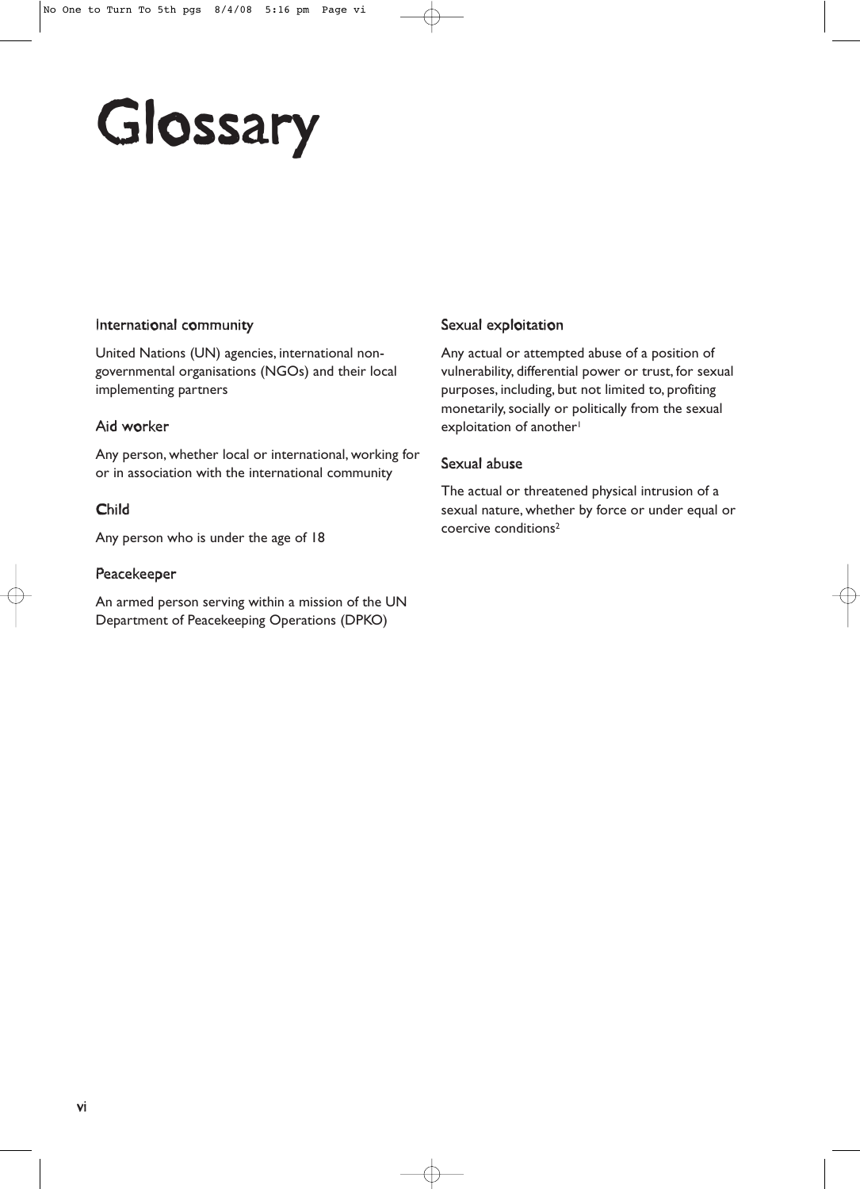# Glossary

### International community

United Nations (UN) agencies, international non-governmental organisations (NGOs) and their local implementing partners

### Aid worker

Any person, whether local or international, working for or in association with the international community

### Child

Any person who is under the age of 18

### Peacekeeper

An armed person serving within a mission of the UN Department of Peacekeeping Operations (DPKO)

### Sexual exploitation

Any actual or attempted abuse of a position of vulnerability, differential power or trust, for sexual purposes, including, but not limited to, profiting monetarily, socially or politically from the sexual exploitation of another[1]

### Sexual abuse

The actual or threatened physical intrusion of a sexual nature, whether by force or under equal or coercive conditions[2]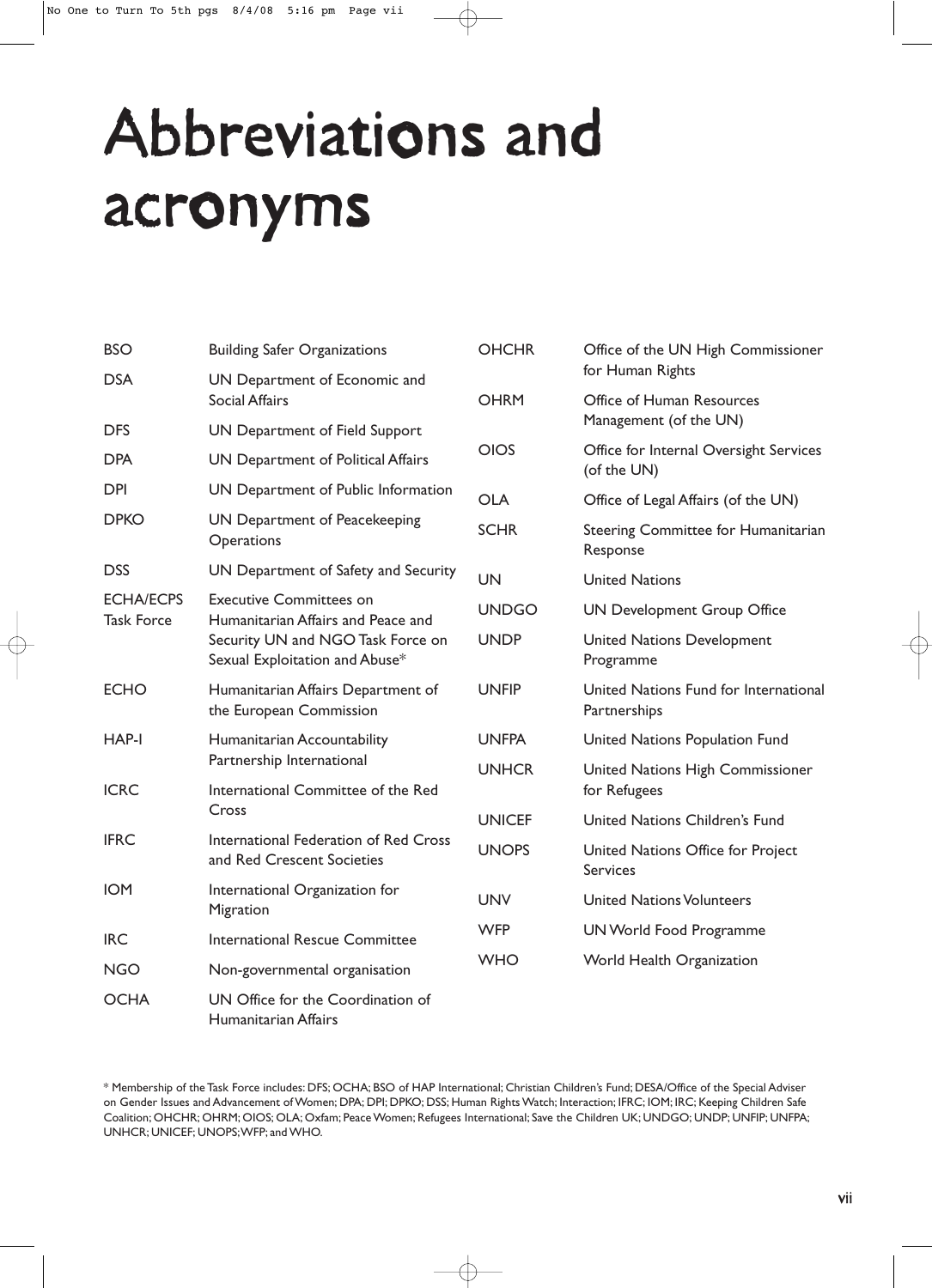# Abbreviations and acronyms

| | |
|---|---|
| BSO | Building Safer Organizations |
| DSA | UN Department of Economic and Social Affairs |
| DFS | UN Department of Field Support |
| DPA | UN Department of Political Affairs |
| DPI | UN Department of Public Information |
| DPKO | UN Department of Peacekeeping Operations |
| DSS | UN Department of Safety and Security |
| ECHA/ECPS Task Force | Executive Committees on Humanitarian Affairs and Peace and Security UN and NGO Task Force on Sexual Exploitation and Abuse* |
| ECHO | Humanitarian Affairs Department of the European Commission |
| HAP-I | Humanitarian Accountability Partnership International |
| ICRC | International Committee of the Red Cross |
| IFRC | International Federation of Red Cross and Red Crescent Societies |
| IOM | International Organization for Migration |
| IRC | International Rescue Committee |
| NGO | Non-governmental organisation |
| OCHA | UN Office for the Coordination of Humanitarian Affairs |
| OHCHR | Office of the UN High Commissioner for Human Rights |
| OHRM | Office of Human Resources Management (of the UN) |
| OIOS | Office for Internal Oversight Services (of the UN) |
| OLA | Office of Legal Affairs (of the UN) |
| SCHR | Steering Committee for Humanitarian Response |
| UN | United Nations |
| UNDGO | UN Development Group Office |
| UNDP | United Nations Development Programme |
| UNFIP | United Nations Fund for International Partnerships |
| UNFPA | United Nations Population Fund |
| UNHCR | United Nations High Commissioner for Refugees |
| UNICEF | United Nations Children's Fund |
| UNOPS | United Nations Office for Project Services |
| UNV | United Nations Volunteers |
| WFP | UN World Food Programme |
| WHO | World Health Organization |

* Membership of the Task Force includes: DFS; OCHA; BSO of HAP International; Christian Children's Fund; DESA/Office of the Special Adviser on Gender Issues and Advancement of Women; DPA; DPI; DPKO; DSS; Human Rights Watch; Interaction; IFRC; IOM; IRC; Keeping Children Safe Coalition; OHCHR; OHRM; OIOS; OLA; Oxfam; Peace Women; Refugees International; Save the Children UK; UNDGO; UNDP; UNFIP; UNFPA; UNHCR; UNICEF; UNOPS; WFP; and WHO.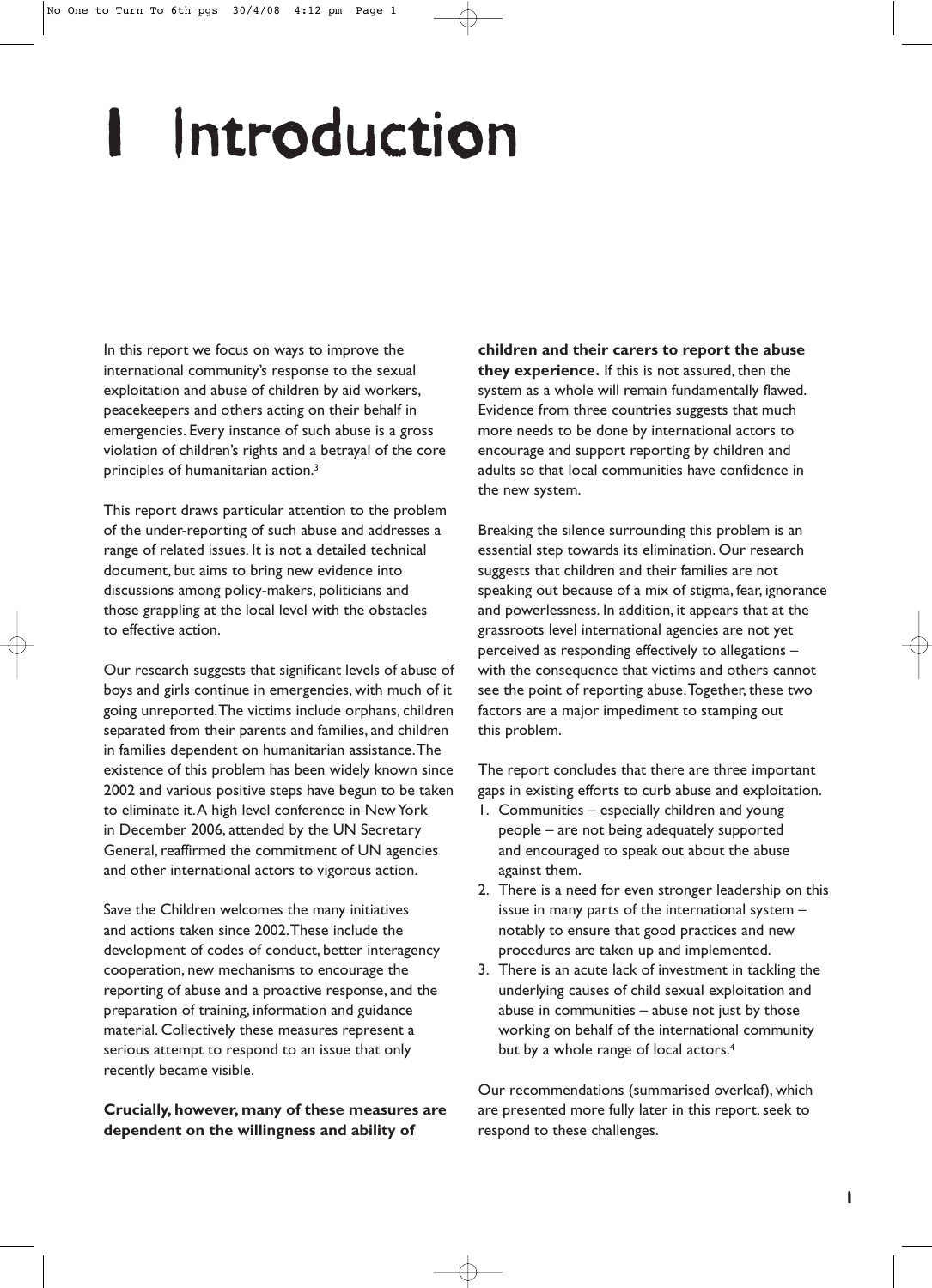# 1 Introduction

In this report we focus on ways to improve the international community's response to the sexual exploitation and abuse of children by aid workers, peacekeepers and others acting on their behalf in emergencies. Every instance of such abuse is a gross violation of children's rights and a betrayal of the core principles of humanitarian action.[3]

This report draws particular attention to the problem of the under-reporting of such abuse and addresses a range of related issues. It is not a detailed technical document, but aims to bring new evidence into discussions among policy-makers, politicians and those grappling at the local level with the obstacles to effective action.

Our research suggests that significant levels of abuse of boys and girls continue in emergencies, with much of it going unreported. The victims include orphans, children separated from their parents and families, and children in families dependent on humanitarian assistance. The existence of this problem has been widely known since 2002 and various positive steps have begun to be taken to eliminate it. A high level conference in New York in December 2006, attended by the UN Secretary General, reaffirmed the commitment of UN agencies and other international actors to vigorous action.

Save the Children welcomes the many initiatives and actions taken since 2002. These include the development of codes of conduct, better interagency cooperation, new mechanisms to encourage the reporting of abuse and a proactive response, and the preparation of training, information and guidance material. Collectively these measures represent a serious attempt to respond to an issue that only recently became visible.

**Crucially, however, many of these measures are dependent on the willingness and ability of children and their carers to report the abuse they experience.** If this is not assured, then the system as a whole will remain fundamentally flawed. Evidence from three countries suggests that much more needs to be done by international actors to encourage and support reporting by children and adults so that local communities have confidence in the new system.

Breaking the silence surrounding this problem is an essential step towards its elimination. Our research suggests that children and their families are not speaking out because of a mix of stigma, fear, ignorance and powerlessness. In addition, it appears that at the grassroots level international agencies are not yet perceived as responding effectively to allegations – with the consequence that victims and others cannot see the point of reporting abuse. Together, these two factors are a major impediment to stamping out this problem.

The report concludes that there are three important gaps in existing efforts to curb abuse and exploitation.

1. Communities – especially children and young people – are not being adequately supported and encouraged to speak out about the abuse against them.
2. There is a need for even stronger leadership on this issue in many parts of the international system – notably to ensure that good practices and new procedures are taken up and implemented.
3. There is an acute lack of investment in tackling the underlying causes of child sexual exploitation and abuse in communities – abuse not just by those working on behalf of the international community but by a whole range of local actors.[4]

Our recommendations (summarised overleaf), which are presented more fully later in this report, seek to respond to these challenges.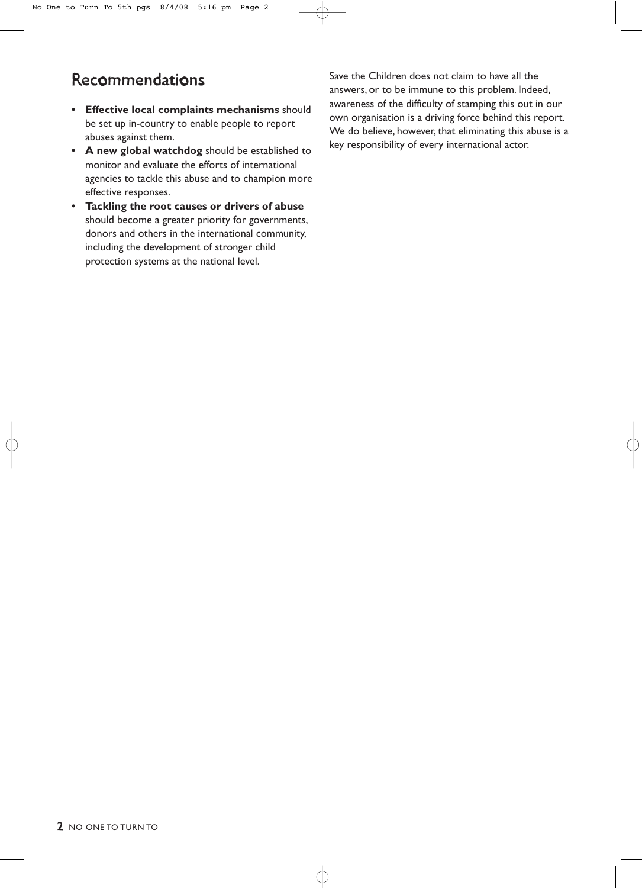## Recommendations

- **Effective local complaints mechanisms** should be set up in-country to enable people to report abuses against them.
- **A new global watchdog** should be established to monitor and evaluate the efforts of international agencies to tackle this abuse and to champion more effective responses.
- **Tackling the root causes or drivers of abuse** should become a greater priority for governments, donors and others in the international community, including the development of stronger child protection systems at the national level.

Save the Children does not claim to have all the answers, or to be immune to this problem. Indeed, awareness of the difficulty of stamping this out in our own organisation is a driving force behind this report. We do believe, however, that eliminating this abuse is a key responsibility of every international actor.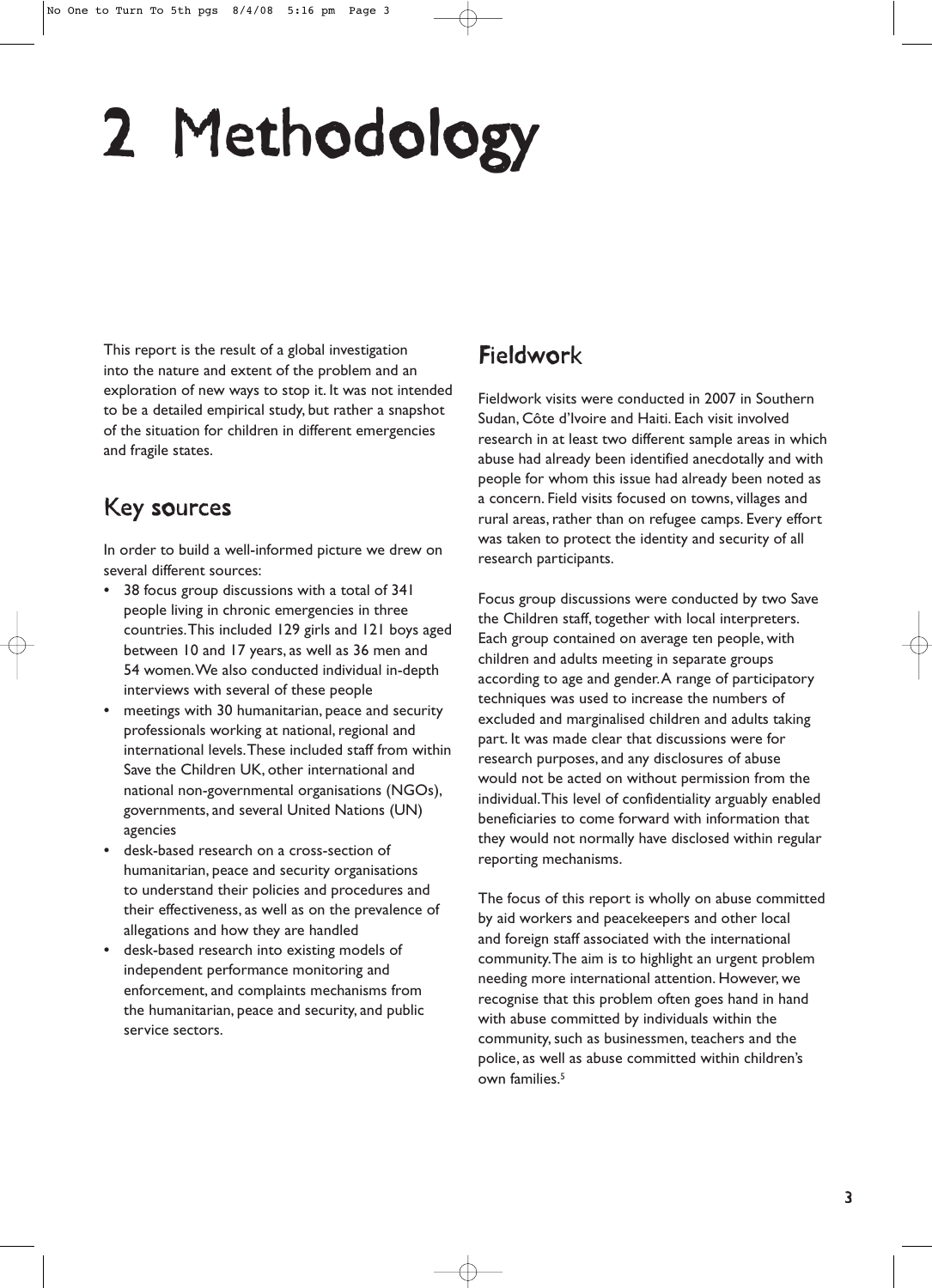# 2 Methodology

This report is the result of a global investigation into the nature and extent of the problem and an exploration of new ways to stop it. It was not intended to be a detailed empirical study, but rather a snapshot of the situation for children in different emergencies and fragile states.

## Key sources

In order to build a well-informed picture we drew on several different sources:

- 38 focus group discussions with a total of 341 people living in chronic emergencies in three countries. This included 129 girls and 121 boys aged between 10 and 17 years, as well as 36 men and 54 women. We also conducted individual in-depth interviews with several of these people
- meetings with 30 humanitarian, peace and security professionals working at national, regional and international levels. These included staff from within Save the Children UK, other international and national non-governmental organisations (NGOs), governments, and several United Nations (UN) agencies
- desk-based research on a cross-section of humanitarian, peace and security organisations to understand their policies and procedures and their effectiveness, as well as on the prevalence of allegations and how they are handled
- desk-based research into existing models of independent performance monitoring and enforcement, and complaints mechanisms from the humanitarian, peace and security, and public service sectors.

## Fieldwork

Fieldwork visits were conducted in 2007 in Southern Sudan, Côte d'Ivoire and Haiti. Each visit involved research in at least two different sample areas in which abuse had already been identified anecdotally and with people for whom this issue had already been noted as a concern. Field visits focused on towns, villages and rural areas, rather than on refugee camps. Every effort was taken to protect the identity and security of all research participants.

Focus group discussions were conducted by two Save the Children staff, together with local interpreters. Each group contained on average ten people, with children and adults meeting in separate groups according to age and gender. A range of participatory techniques was used to increase the numbers of excluded and marginalised children and adults taking part. It was made clear that discussions were for research purposes, and any disclosures of abuse would not be acted on without permission from the individual. This level of confidentiality arguably enabled beneficiaries to come forward with information that they would not normally have disclosed within regular reporting mechanisms.

The focus of this report is wholly on abuse committed by aid workers and peacekeepers and other local and foreign staff associated with the international community. The aim is to highlight an urgent problem needing more international attention. However, we recognise that this problem often goes hand in hand with abuse committed by individuals within the community, such as businessmen, teachers and the police, as well as abuse committed within children's own families.[5]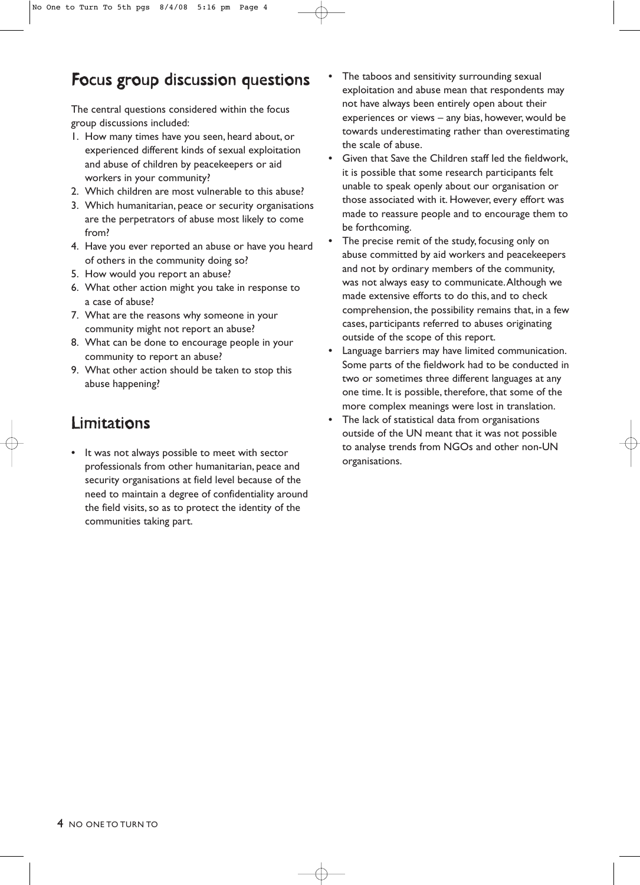## Focus group discussion questions

The central questions considered within the focus group discussions included:

1. How many times have you seen, heard about, or experienced different kinds of sexual exploitation and abuse of children by peacekeepers or aid workers in your community?
2. Which children are most vulnerable to this abuse?
3. Which humanitarian, peace or security organisations are the perpetrators of abuse most likely to come from?
4. Have you ever reported an abuse or have you heard of others in the community doing so?
5. How would you report an abuse?
6. What other action might you take in response to a case of abuse?
7. What are the reasons why someone in your community might not report an abuse?
8. What can be done to encourage people in your community to report an abuse?
9. What other action should be taken to stop this abuse happening?

## Limitations

- It was not always possible to meet with sector professionals from other humanitarian, peace and security organisations at field level because of the need to maintain a degree of confidentiality around the field visits, so as to protect the identity of the communities taking part.
- The taboos and sensitivity surrounding sexual exploitation and abuse mean that respondents may not have always been entirely open about their experiences or views – any bias, however, would be towards underestimating rather than overestimating the scale of abuse.
- Given that Save the Children staff led the fieldwork, it is possible that some research participants felt unable to speak openly about our organisation or those associated with it. However, every effort was made to reassure people and to encourage them to be forthcoming.
- The precise remit of the study, focusing only on abuse committed by aid workers and peacekeepers and not by ordinary members of the community, was not always easy to communicate. Although we made extensive efforts to do this, and to check comprehension, the possibility remains that, in a few cases, participants referred to abuses originating outside of the scope of this report.
- Language barriers may have limited communication. Some parts of the fieldwork had to be conducted in two or sometimes three different languages at any one time. It is possible, therefore, that some of the more complex meanings were lost in translation.
- The lack of statistical data from organisations outside of the UN meant that it was not possible to analyse trends from NGOs and other non-UN organisations.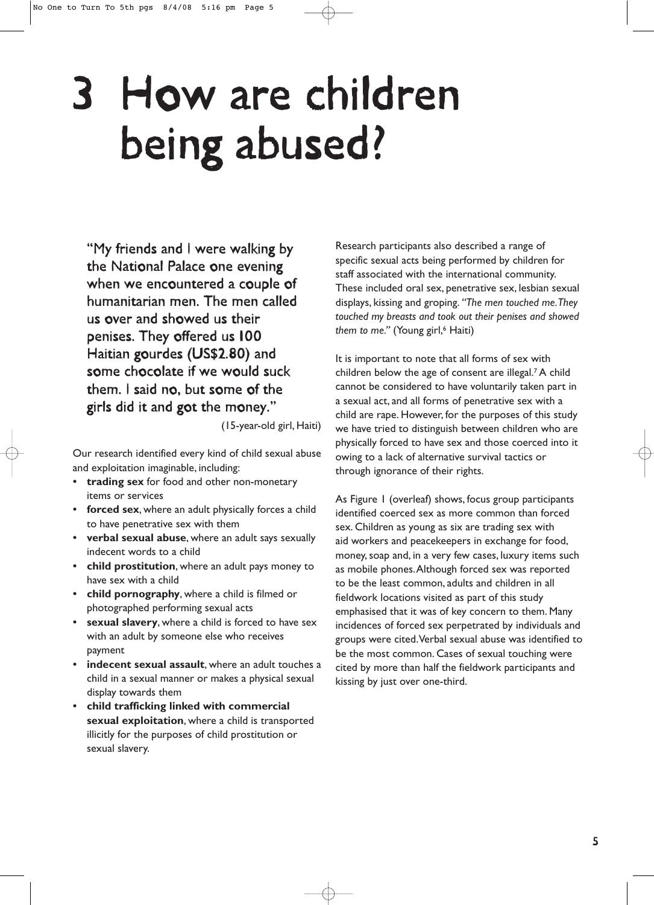# 3 How are children being abused?

"My friends and I were walking by the National Palace one evening when we encountered a couple of humanitarian men. The men called us over and showed us their penises. They offered us 100 Haitian gourdes (US$2.80) and some chocolate if we would suck them. I said no, but some of the girls did it and got the money."

(15-year-old girl, Haiti)

Our research identified every kind of child sexual abuse and exploitation imaginable, including:

- **trading sex** for food and other non-monetary items or services
- **forced sex**, where an adult physically forces a child to have penetrative sex with them
- **verbal sexual abuse**, where an adult says sexually indecent words to a child
- **child prostitution**, where an adult pays money to have sex with a child
- **child pornography**, where a child is filmed or photographed performing sexual acts
- **sexual slavery**, where a child is forced to have sex with an adult by someone else who receives payment
- **indecent sexual assault**, where an adult touches a child in a sexual manner or makes a physical sexual display towards them
- **child trafficking linked with commercial sexual exploitation**, where a child is transported illicitly for the purposes of child prostitution or sexual slavery.

Research participants also described a range of specific sexual acts being performed by children for staff associated with the international community. These included oral sex, penetrative sex, lesbian sexual displays, kissing and groping. *"The men touched me. They touched my breasts and took out their penises and showed them to me."* (Young girl,[6] Haiti)

It is important to note that all forms of sex with children below the age of consent are illegal.[7] A child cannot be considered to have voluntarily taken part in a sexual act, and all forms of penetrative sex with a child are rape. However, for the purposes of this study we have tried to distinguish between children who are physically forced to have sex and those coerced into it owing to a lack of alternative survival tactics or through ignorance of their rights.

As Figure 1 (overleaf) shows, focus group participants identified coerced sex as more common than forced sex. Children as young as six are trading sex with aid workers and peacekeepers in exchange for food, money, soap and, in a very few cases, luxury items such as mobile phones. Although forced sex was reported to be the least common, adults and children in all fieldwork locations visited as part of this study emphasised that it was of key concern to them. Many incidences of forced sex perpetrated by individuals and groups were cited. Verbal sexual abuse was identified to be the most common. Cases of sexual touching were cited by more than half the fieldwork participants and kissing by just over one-third.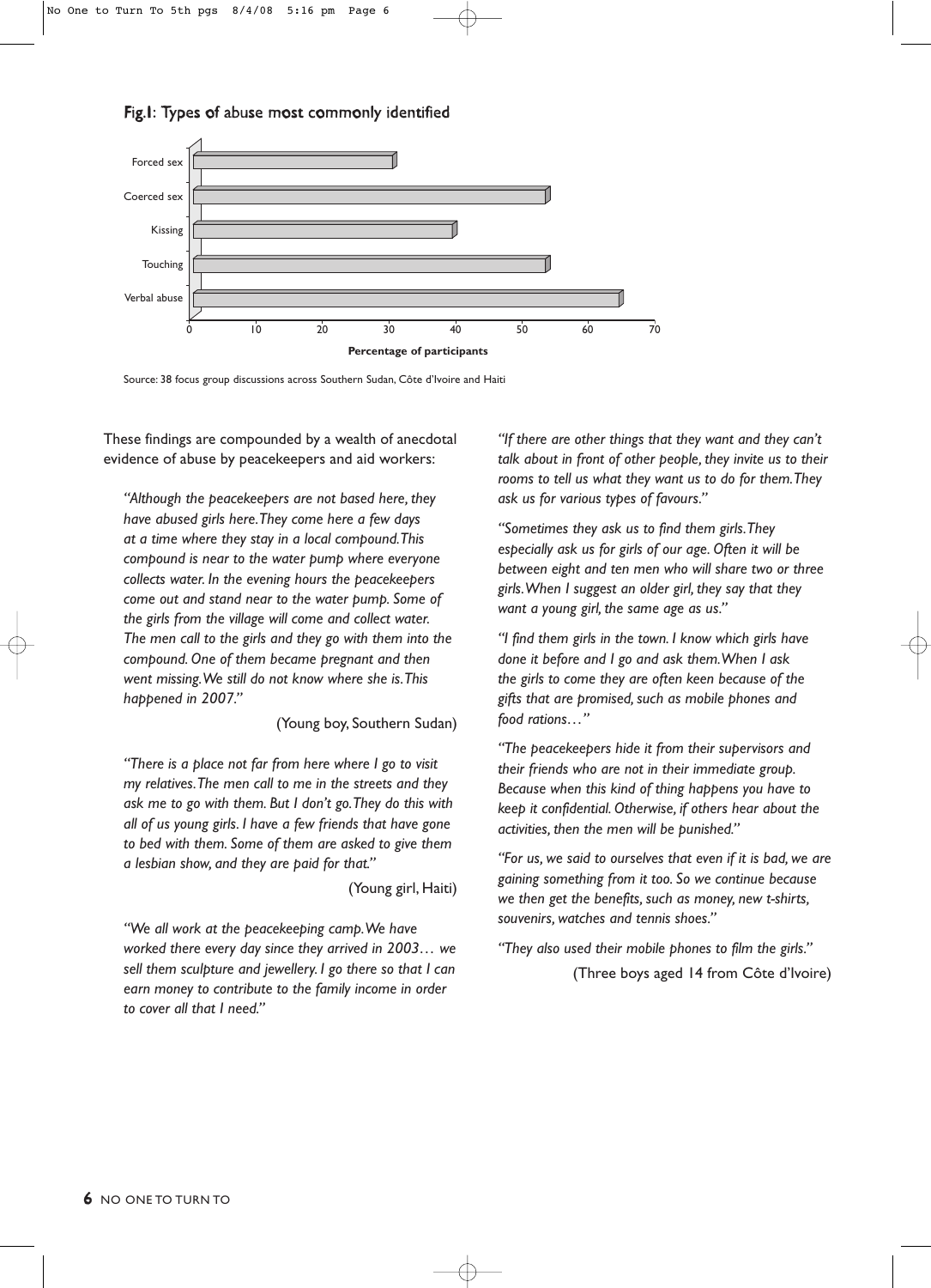**Fig.1: Types of abuse most commonly identified**

| Type of abuse | Percentage of participants |
|---|---|
| Forced sex | ~30 |
| Coerced sex | ~53 |
| Kissing | ~39 |
| Touching | ~53 |
| Verbal abuse | ~64 |

Source: 38 focus group discussions across Southern Sudan, Côte d'Ivoire and Haiti

These findings are compounded by a wealth of anecdotal evidence of abuse by peacekeepers and aid workers:

*"Although the peacekeepers are not based here, they have abused girls here. They come here a few days at a time where they stay in a local compound. This compound is near to the water pump where everyone collects water. In the evening hours the peacekeepers come out and stand near to the water pump. Some of the girls from the village will come and collect water. The men call to the girls and they go with them into the compound. One of them became pregnant and then went missing. We still do not know where she is. This happened in 2007."*

(Young boy, Southern Sudan)

*"There is a place not far from here where I go to visit my relatives. The men call to me in the streets and they ask me to go with them. But I don't go. They do this with all of us young girls. I have a few friends that have gone to bed with them. Some of them are asked to give them a lesbian show, and they are paid for that."*

(Young girl, Haiti)

*"We all work at the peacekeeping camp. We have worked there every day since they arrived in 2003… we sell them sculpture and jewellery. I go there so that I can earn money to contribute to the family income in order to cover all that I need."*

*"If there are other things that they want and they can't talk about in front of other people, they invite us to their rooms to tell us what they want us to do for them. They ask us for various types of favours."*

*"Sometimes they ask us to find them girls. They especially ask us for girls of our age. Often it will be between eight and ten men who will share two or three girls. When I suggest an older girl, they say that they want a young girl, the same age as us."*

*"I find them girls in the town. I know which girls have done it before and I go and ask them. When I ask the girls to come they are often keen because of the gifts that are promised, such as mobile phones and food rations…"*

*"The peacekeepers hide it from their supervisors and their friends who are not in their immediate group. Because when this kind of thing happens you have to keep it confidential. Otherwise, if others hear about the activities, then the men will be punished."*

*"For us, we said to ourselves that even if it is bad, we are gaining something from it too. So we continue because we then get the benefits, such as money, new t-shirts, souvenirs, watches and tennis shoes."*

*"They also used their mobile phones to film the girls."*

(Three boys aged 14 from Côte d'Ivoire)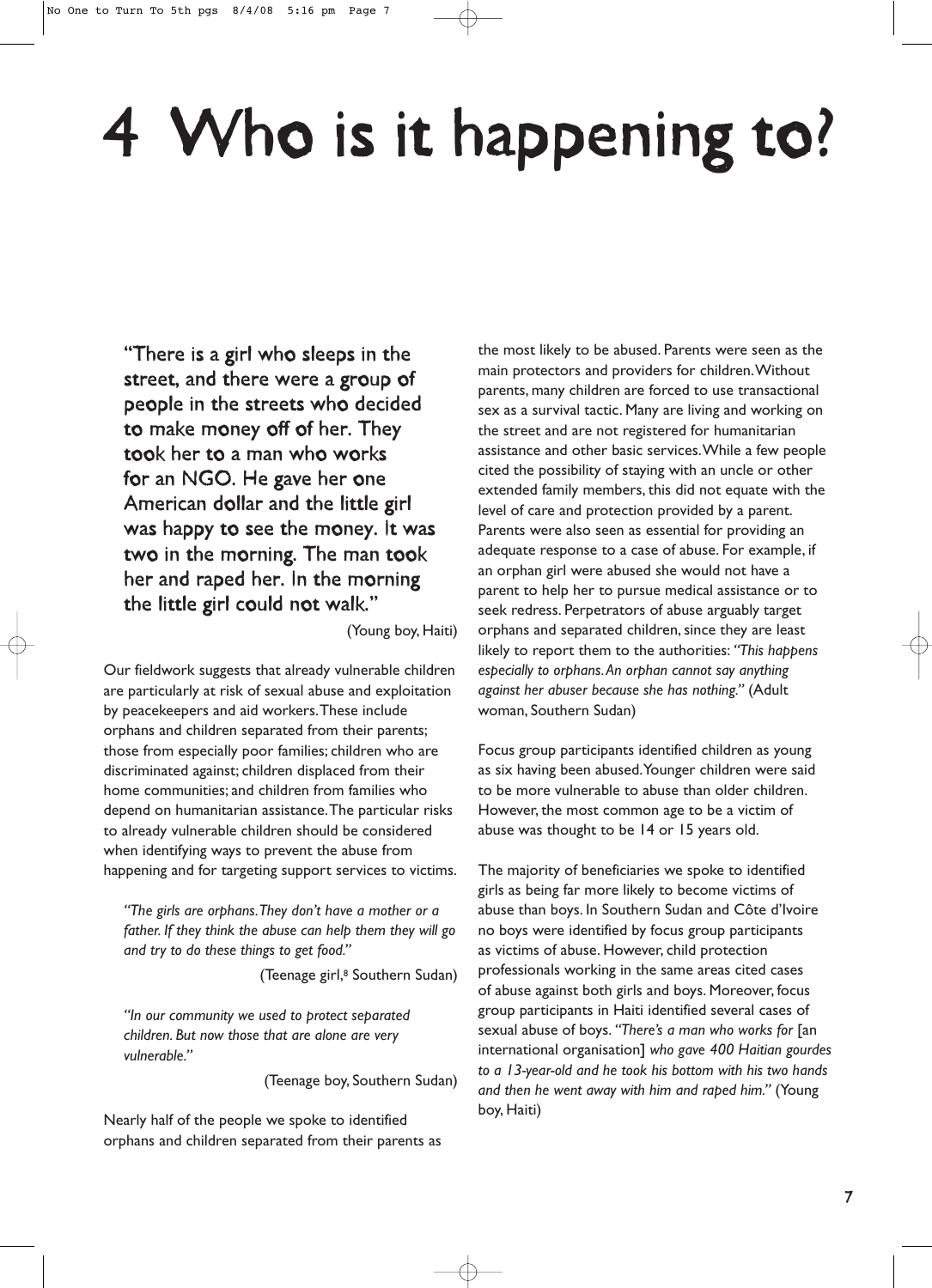# 4 Who is it happening to?

"There is a girl who sleeps in the street, and there were a group of people in the streets who decided to make money off of her. They took her to a man who works for an NGO. He gave her one American dollar and the little girl was happy to see the money. It was two in the morning. The man took her and raped her. In the morning the little girl could not walk."

(Young boy, Haiti)

Our fieldwork suggests that already vulnerable children are particularly at risk of sexual abuse and exploitation by peacekeepers and aid workers. These include orphans and children separated from their parents; those from especially poor families; children who are discriminated against; children displaced from their home communities; and children from families who depend on humanitarian assistance. The particular risks to already vulnerable children should be considered when identifying ways to prevent the abuse from happening and for targeting support services to victims.

> *"The girls are orphans. They don't have a mother or a father. If they think the abuse can help them they will go and try to do these things to get food."*
>
> (Teenage girl,[8] Southern Sudan)

> *"In our community we used to protect separated children. But now those that are alone are very vulnerable."*
>
> (Teenage boy, Southern Sudan)

Nearly half of the people we spoke to identified orphans and children separated from their parents as the most likely to be abused. Parents were seen as the main protectors and providers for children. Without parents, many children are forced to use transactional sex as a survival tactic. Many are living and working on the street and are not registered for humanitarian assistance and other basic services. While a few people cited the possibility of staying with an uncle or other extended family members, this did not equate with the level of care and protection provided by a parent. Parents were also seen as essential for providing an adequate response to a case of abuse. For example, if an orphan girl were abused she would not have a parent to help her to pursue medical assistance or to seek redress. Perpetrators of abuse arguably target orphans and separated children, since they are least likely to report them to the authorities: *"This happens especially to orphans. An orphan cannot say anything against her abuser because she has nothing."* (Adult woman, Southern Sudan)

Focus group participants identified children as young as six having been abused. Younger children were said to be more vulnerable to abuse than older children. However, the most common age to be a victim of abuse was thought to be 14 or 15 years old.

The majority of beneficiaries we spoke to identified girls as being far more likely to become victims of abuse than boys. In Southern Sudan and Côte d'Ivoire no boys were identified by focus group participants as victims of abuse. However, child protection professionals working in the same areas cited cases of abuse against both girls and boys. Moreover, focus group participants in Haiti identified several cases of sexual abuse of boys. *"There's a man who works for* [an international organisation] *who gave 400 Haitian gourdes to a 13-year-old and he took his bottom with his two hands and then he went away with him and raped him."* (Young boy, Haiti)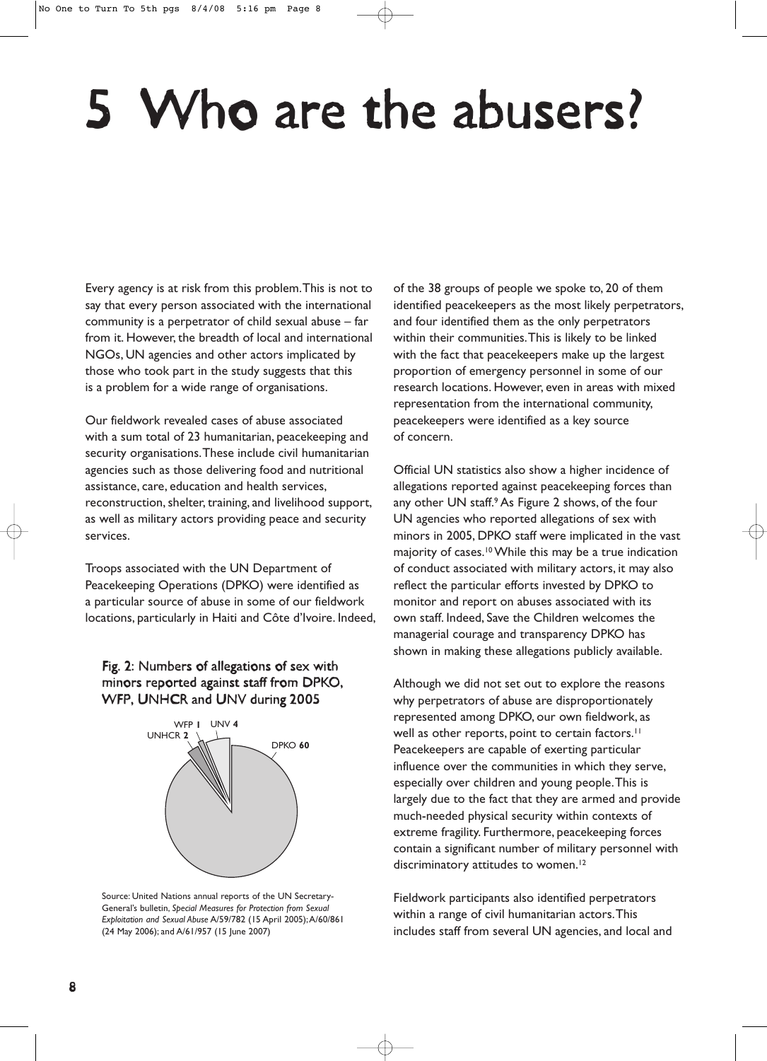# 5 Who are the abusers?

Every agency is at risk from this problem. This is not to say that every person associated with the international community is a perpetrator of child sexual abuse – far from it. However, the breadth of local and international NGOs, UN agencies and other actors implicated by those who took part in the study suggests that this is a problem for a wide range of organisations.

Our fieldwork revealed cases of abuse associated with a sum total of 23 humanitarian, peacekeeping and security organisations. These include civil humanitarian agencies such as those delivering food and nutritional assistance, care, education and health services, reconstruction, shelter, training, and livelihood support, as well as military actors providing peace and security services.

Troops associated with the UN Department of Peacekeeping Operations (DPKO) were identified as a particular source of abuse in some of our fieldwork locations, particularly in Haiti and Côte d'Ivoire. Indeed, of the 38 groups of people we spoke to, 20 of them identified peacekeepers as the most likely perpetrators, and four identified them as the only perpetrators within their communities. This is likely to be linked with the fact that peacekeepers make up the largest proportion of emergency personnel in some of our research locations. However, even in areas with mixed representation from the international community, peacekeepers were identified as a key source of concern.

**Fig. 2**: Numbers of allegations of sex with minors reported against staff from DPKO, WFP, UNHCR and UNV during 2005

| Agency | Allegations |
|---|---|
| DPKO | 60 |
| UNV | 4 |
| UNHCR | 2 |
| WFP | 1 |

Source: United Nations annual reports of the UN Secretary-General's bulletin, *Special Measures for Protection from Sexual Exploitation and Sexual Abuse* A/59/782 (15 April 2005); A/60/861 (24 May 2006); and A/61/957 (15 June 2007)

Official UN statistics also show a higher incidence of allegations reported against peacekeeping forces than any other UN staff.[9] As Figure 2 shows, of the four UN agencies who reported allegations of sex with minors in 2005, DPKO staff were implicated in the vast majority of cases.[10] While this may be a true indication of conduct associated with military actors, it may also reflect the particular efforts invested by DPKO to monitor and report on abuses associated with its own staff. Indeed, Save the Children welcomes the managerial courage and transparency DPKO has shown in making these allegations publicly available.

Although we did not set out to explore the reasons why perpetrators of abuse are disproportionately represented among DPKO, our own fieldwork, as well as other reports, point to certain factors.[11] Peacekeepers are capable of exerting particular influence over the communities in which they serve, especially over children and young people. This is largely due to the fact that they are armed and provide much-needed physical security within contexts of extreme fragility. Furthermore, peacekeeping forces contain a significant number of military personnel with discriminatory attitudes to women.[12]

Fieldwork participants also identified perpetrators within a range of civil humanitarian actors. This includes staff from several UN agencies, and local and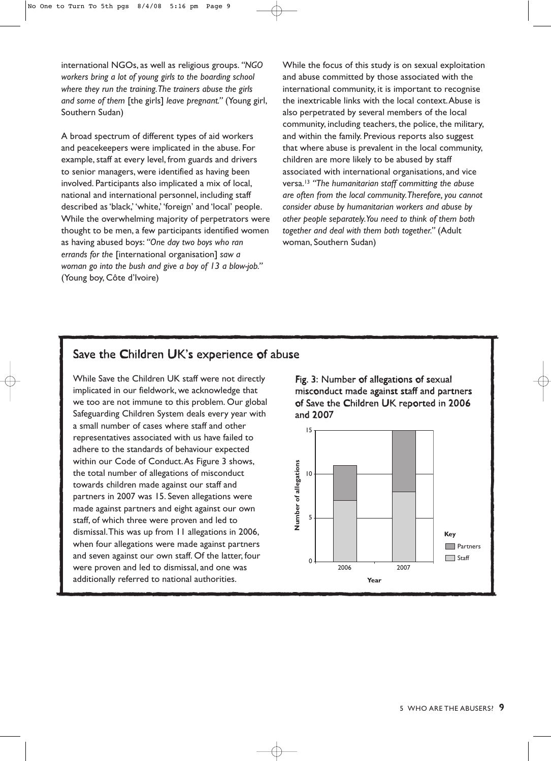international NGOs, as well as religious groups. *"NGO workers bring a lot of young girls to the boarding school where they run the training. The trainers abuse the girls and some of them* [the girls] *leave pregnant."* (Young girl, Southern Sudan)

A broad spectrum of different types of aid workers and peacekeepers were implicated in the abuse. For example, staff at every level, from guards and drivers to senior managers, were identified as having been involved. Participants also implicated a mix of local, national and international personnel, including staff described as 'black,' 'white,' 'foreign' and 'local' people. While the overwhelming majority of perpetrators were thought to be men, a few participants identified women as having abused boys: *"One day two boys who ran errands for the* [international organisation] *saw a woman go into the bush and give a boy of 13 a blow-job."* (Young boy, Côte d'Ivoire)

While the focus of this study is on sexual exploitation and abuse committed by those associated with the international community, it is important to recognise the inextricable links with the local context. Abuse is also perpetrated by several members of the local community, including teachers, the police, the military, and within the family. Previous reports also suggest that where abuse is prevalent in the local community, children are more likely to be abused by staff associated with international organisations, and vice versa.[13] *"The humanitarian staff committing the abuse are often from the local community. Therefore, you cannot consider abuse by humanitarian workers and abuse by other people separately. You need to think of them both together and deal with them both together."* (Adult woman, Southern Sudan)

## Save the Children UK's experience of abuse

While Save the Children UK staff were not directly implicated in our fieldwork, we acknowledge that we too are not immune to this problem. Our global Safeguarding Children System deals every year with a small number of cases where staff and other representatives associated with us have failed to adhere to the standards of behaviour expected within our Code of Conduct. As Figure 3 shows, the total number of allegations of misconduct towards children made against our staff and partners in 2007 was 15. Seven allegations were made against partners and eight against our own staff, of which three were proven and led to dismissal. This was up from 11 allegations in 2006, when four allegations were made against partners and seven against our own staff. Of the latter, four were proven and led to dismissal, and one was additionally referred to national authorities.

**Fig. 3**: Number of allegations of sexual misconduct made against staff and partners of Save the Children UK reported in 2006 and 2007

| Year | Staff | Partners | Total |
|---|---|---|---|
| 2006 | 7 | 4 | 11 |
| 2007 | 8 | 7 | 15 |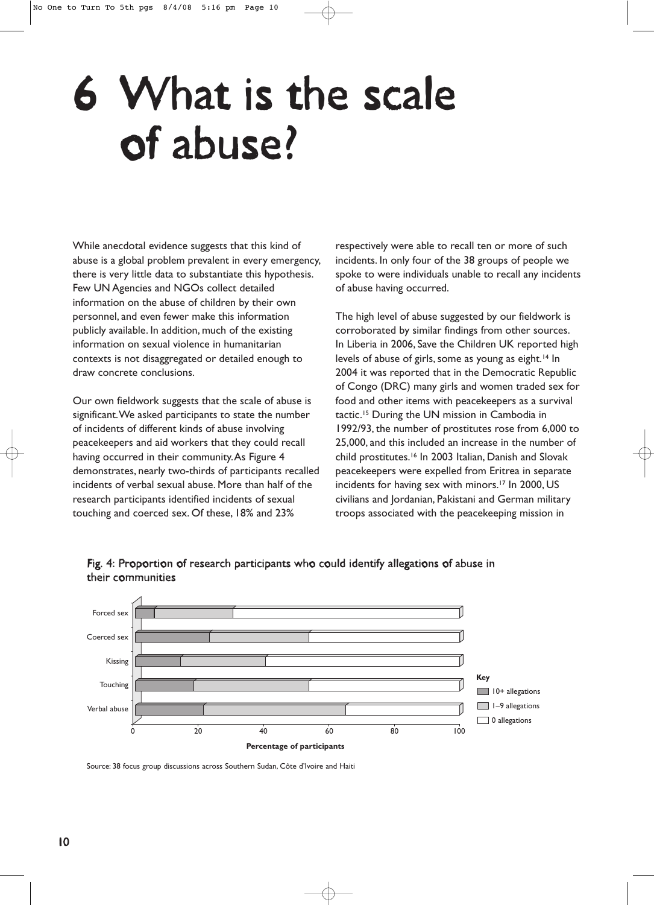# 6 What is the scale of abuse?

While anecdotal evidence suggests that this kind of abuse is a global problem prevalent in every emergency, there is very little data to substantiate this hypothesis. Few UN Agencies and NGOs collect detailed information on the abuse of children by their own personnel, and even fewer make this information publicly available. In addition, much of the existing information on sexual violence in humanitarian contexts is not disaggregated or detailed enough to draw concrete conclusions.

Our own fieldwork suggests that the scale of abuse is significant. We asked participants to state the number of incidents of different kinds of abuse involving peacekeepers and aid workers that they could recall having occurred in their community. As Figure 4 demonstrates, nearly two-thirds of participants recalled incidents of verbal sexual abuse. More than half of the research participants identified incidents of sexual touching and coerced sex. Of these, 18% and 23% respectively were able to recall ten or more of such incidents. In only four of the 38 groups of people we spoke to were individuals unable to recall any incidents of abuse having occurred.

The high level of abuse suggested by our fieldwork is corroborated by similar findings from other sources. In Liberia in 2006, Save the Children UK reported high levels of abuse of girls, some as young as eight.[14] In 2004 it was reported that in the Democratic Republic of Congo (DRC) many girls and women traded sex for food and other items with peacekeepers as a survival tactic.[15] During the UN mission in Cambodia in 1992/93, the number of prostitutes rose from 6,000 to 25,000, and this included an increase in the number of child prostitutes.[16] In 2003 Italian, Danish and Slovak peacekeepers were expelled from Eritrea in separate incidents for having sex with minors.[17] In 2000, US civilians and Jordanian, Pakistani and German military troops associated with the peacekeeping mission in

**Fig. 4: Proportion of research participants who could identify allegations of abuse in their communities**

| | 10+ allegations | 1–9 allegations | 0 allegations |
|---|---|---|---|
| Forced sex | ~6% | ~24% | ~70% |
| Coerced sex | ~23% | ~31% | ~46% |
| Kissing | ~14% | ~26% | ~60% |
| Touching | ~18% | ~36% | ~46% |
| Verbal abuse | ~21% | ~44% | ~35% |

Percentage of participants

Source: 38 focus group discussions across Southern Sudan, Côte d'Ivoire and Haiti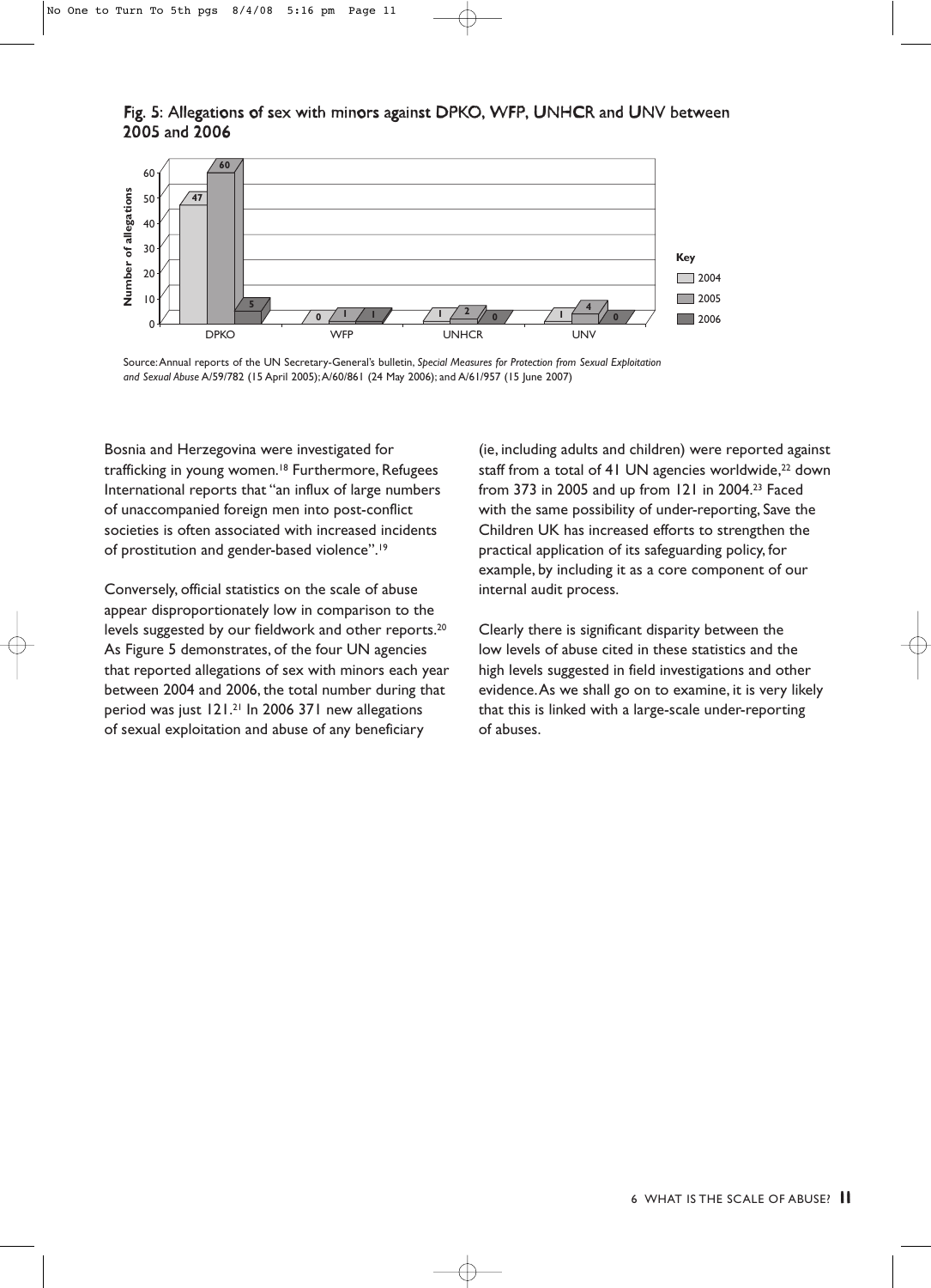**Fig. 5: Allegations of sex with minors against DPKO, WFP, UNHCR and UNV between 2005 and 2006**

| | 2004 | 2005 | 2006 |
|---|---|---|---|
| DPKO | 47 | 60 | 5 |
| WFP | 0 | 1 | 1 |
| UNHCR | 1 | 2 | 0 |
| UNV | 1 | 4 | 0 |

Source: Annual reports of the UN Secretary-General's bulletin, *Special Measures for Protection from Sexual Exploitation and Sexual Abuse* A/59/782 (15 April 2005); A/60/861 (24 May 2006); and A/61/957 (15 June 2007)

Bosnia and Herzegovina were investigated for trafficking in young women.[18] Furthermore, Refugees International reports that "an influx of large numbers of unaccompanied foreign men into post-conflict societies is often associated with increased incidents of prostitution and gender-based violence".[19]

Conversely, official statistics on the scale of abuse appear disproportionately low in comparison to the levels suggested by our fieldwork and other reports.[20] As Figure 5 demonstrates, of the four UN agencies that reported allegations of sex with minors each year between 2004 and 2006, the total number during that period was just 121.[21] In 2006 371 new allegations of sexual exploitation and abuse of any beneficiary (ie, including adults and children) were reported against staff from a total of 41 UN agencies worldwide,[22] down from 373 in 2005 and up from 121 in 2004.[23] Faced with the same possibility of under-reporting, Save the Children UK has increased efforts to strengthen the practical application of its safeguarding policy, for example, by including it as a core component of our internal audit process.

Clearly there is significant disparity between the low levels of abuse cited in these statistics and the high levels suggested in field investigations and other evidence. As we shall go on to examine, it is very likely that this is linked with a large-scale under-reporting of abuses.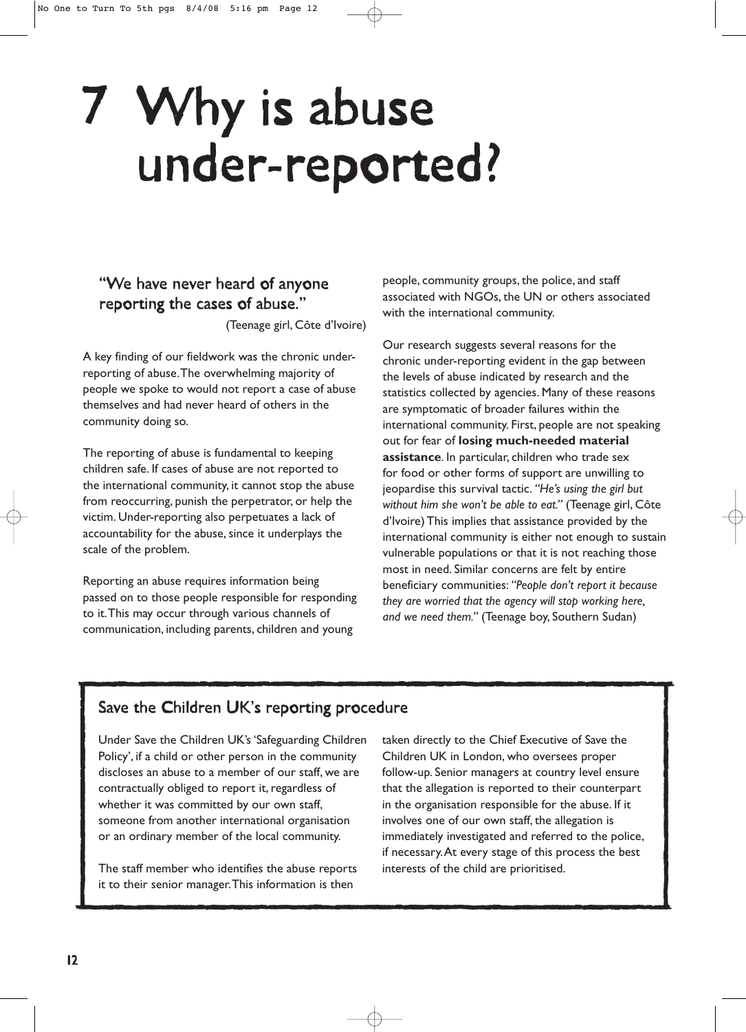# 7 Why is abuse under-reported?

> "We have never heard of anyone reporting the cases of abuse."
>
> (Teenage girl, Côte d'Ivoire)

A key finding of our fieldwork was the chronic under-reporting of abuse. The overwhelming majority of people we spoke to would not report a case of abuse themselves and had never heard of others in the community doing so.

The reporting of abuse is fundamental to keeping children safe. If cases of abuse are not reported to the international community, it cannot stop the abuse from reoccurring, punish the perpetrator, or help the victim. Under-reporting also perpetuates a lack of accountability for the abuse, since it underplays the scale of the problem.

Reporting an abuse requires information being passed on to those people responsible for responding to it. This may occur through various channels of communication, including parents, children and young people, community groups, the police, and staff associated with NGOs, the UN or others associated with the international community.

Our research suggests several reasons for the chronic under-reporting evident in the gap between the levels of abuse indicated by research and the statistics collected by agencies. Many of these reasons are symptomatic of broader failures within the international community. First, people are not speaking out for fear of **losing much-needed material assistance**. In particular, children who trade sex for food or other forms of support are unwilling to jeopardise this survival tactic. *"He's using the girl but without him she won't be able to eat."* (Teenage girl, Côte d'Ivoire) This implies that assistance provided by the international community is either not enough to sustain vulnerable populations or that it is not reaching those most in need. Similar concerns are felt by entire beneficiary communities: *"People don't report it because they are worried that the agency will stop working here, and we need them."* (Teenage boy, Southern Sudan)

## Save the Children UK's reporting procedure

Under Save the Children UK's 'Safeguarding Children Policy', if a child or other person in the community discloses an abuse to a member of our staff, we are contractually obliged to report it, regardless of whether it was committed by our own staff, someone from another international organisation or an ordinary member of the local community.

The staff member who identifies the abuse reports it to their senior manager. This information is then taken directly to the Chief Executive of Save the Children UK in London, who oversees proper follow-up. Senior managers at country level ensure that the allegation is reported to their counterpart in the organisation responsible for the abuse. If it involves one of our own staff, the allegation is immediately investigated and referred to the police, if necessary. At every stage of this process the best interests of the child are prioritised.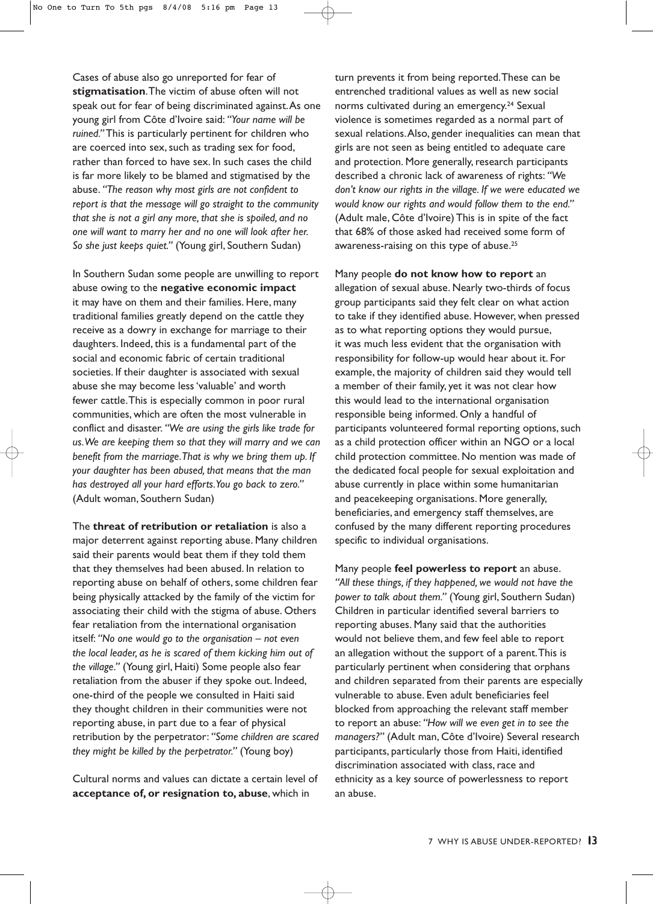Cases of abuse also go unreported for fear of **stigmatisation**. The victim of abuse often will not speak out for fear of being discriminated against. As one young girl from Côte d'Ivoire said: *"Your name will be ruined."* This is particularly pertinent for children who are coerced into sex, such as trading sex for food, rather than forced to have sex. In such cases the child is far more likely to be blamed and stigmatised by the abuse. *"The reason why most girls are not confident to report is that the message will go straight to the community that she is not a girl any more, that she is spoiled, and no one will want to marry her and no one will look after her. So she just keeps quiet."* (Young girl, Southern Sudan)

In Southern Sudan some people are unwilling to report abuse owing to the **negative economic impact** it may have on them and their families. Here, many traditional families greatly depend on the cattle they receive as a dowry in exchange for marriage to their daughters. Indeed, this is a fundamental part of the social and economic fabric of certain traditional societies. If their daughter is associated with sexual abuse she may become less 'valuable' and worth fewer cattle. This is especially common in poor rural communities, which are often the most vulnerable in conflict and disaster. *"We are using the girls like trade for us. We are keeping them so that they will marry and we can benefit from the marriage. That is why we bring them up. If your daughter has been abused, that means that the man has destroyed all your hard efforts. You go back to zero."* (Adult woman, Southern Sudan)

The **threat of retribution or retaliation** is also a major deterrent against reporting abuse. Many children said their parents would beat them if they told them that they themselves had been abused. In relation to reporting abuse on behalf of others, some children fear being physically attacked by the family of the victim for associating their child with the stigma of abuse. Others fear retaliation from the international organisation itself: *"No one would go to the organisation – not even the local leader, as he is scared of them kicking him out of the village."* (Young girl, Haiti) Some people also fear retaliation from the abuser if they spoke out. Indeed, one-third of the people we consulted in Haiti said they thought children in their communities were not reporting abuse, in part due to a fear of physical retribution by the perpetrator: *"Some children are scared they might be killed by the perpetrator."* (Young boy)

Cultural norms and values can dictate a certain level of **acceptance of, or resignation to, abuse**, which in turn prevents it from being reported. These can be entrenched traditional values as well as new social norms cultivated during an emergency.[24] Sexual violence is sometimes regarded as a normal part of sexual relations. Also, gender inequalities can mean that girls are not seen as being entitled to adequate care and protection. More generally, research participants described a chronic lack of awareness of rights: *"We don't know our rights in the village. If we were educated we would know our rights and would follow them to the end."* (Adult male, Côte d'Ivoire) This is in spite of the fact that 68% of those asked had received some form of awareness-raising on this type of abuse.[25]

Many people **do not know how to report** an allegation of sexual abuse. Nearly two-thirds of focus group participants said they felt clear on what action to take if they identified abuse. However, when pressed as to what reporting options they would pursue, it was much less evident that the organisation with responsibility for follow-up would hear about it. For example, the majority of children said they would tell a member of their family, yet it was not clear how this would lead to the international organisation responsible being informed. Only a handful of participants volunteered formal reporting options, such as a child protection officer within an NGO or a local child protection committee. No mention was made of the dedicated focal people for sexual exploitation and abuse currently in place within some humanitarian and peacekeeping organisations. More generally, beneficiaries, and emergency staff themselves, are confused by the many different reporting procedures specific to individual organisations.

Many people **feel powerless to report** an abuse. *"All these things, if they happened, we would not have the power to talk about them."* (Young girl, Southern Sudan) Children in particular identified several barriers to reporting abuses. Many said that the authorities would not believe them, and few feel able to report an allegation without the support of a parent. This is particularly pertinent when considering that orphans and children separated from their parents are especially vulnerable to abuse. Even adult beneficiaries feel blocked from approaching the relevant staff member to report an abuse: *"How will we even get in to see the managers?"* (Adult man, Côte d'Ivoire) Several research participants, particularly those from Haiti, identified discrimination associated with class, race and ethnicity as a key source of powerlessness to report an abuse.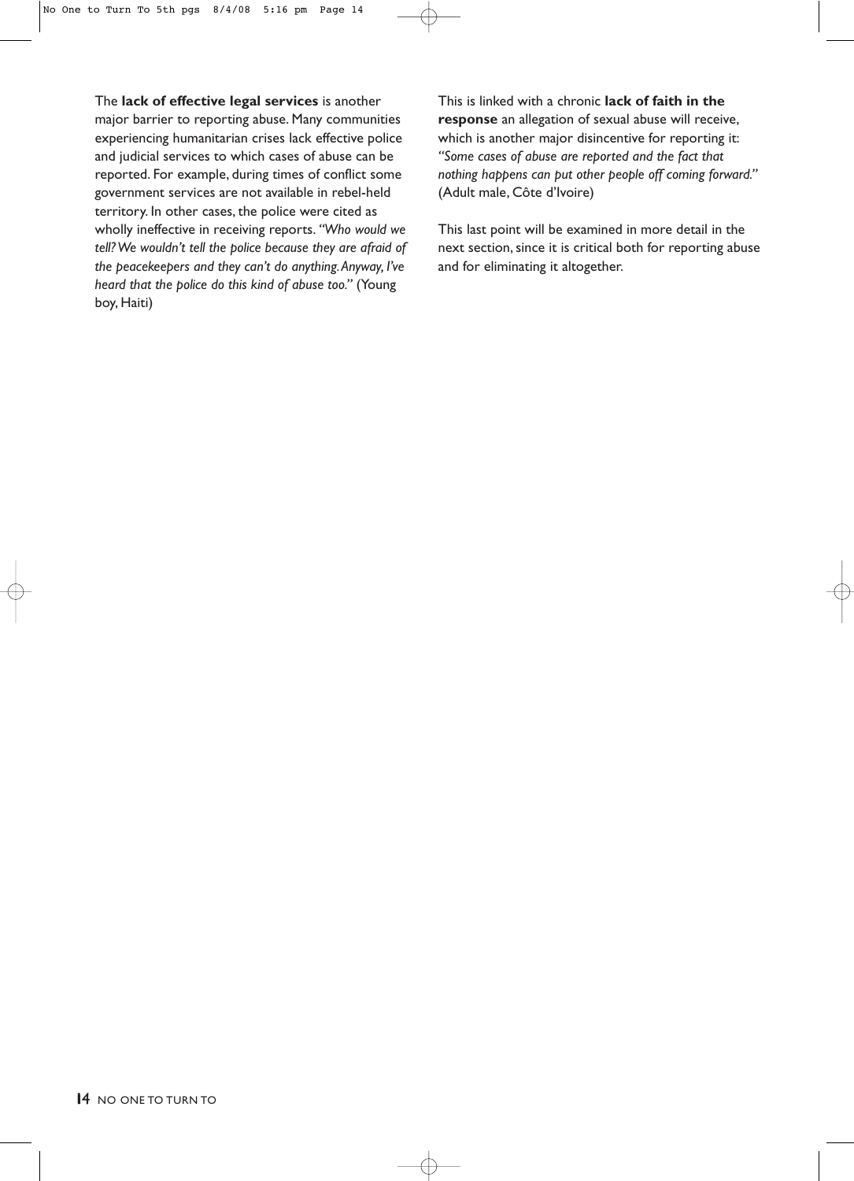The **lack of effective legal services** is another major barrier to reporting abuse. Many communities experiencing humanitarian crises lack effective police and judicial services to which cases of abuse can be reported. For example, during times of conflict some government services are not available in rebel-held territory. In other cases, the police were cited as wholly ineffective in receiving reports. *"Who would we tell? We wouldn't tell the police because they are afraid of the peacekeepers and they can't do anything. Anyway, I've heard that the police do this kind of abuse too."* (Young boy, Haiti)

This is linked with a chronic **lack of faith in the response** an allegation of sexual abuse will receive, which is another major disincentive for reporting it: *"Some cases of abuse are reported and the fact that nothing happens can put other people off coming forward."* (Adult male, Côte d'Ivoire)

This last point will be examined in more detail in the next section, since it is critical both for reporting abuse and for eliminating it altogether.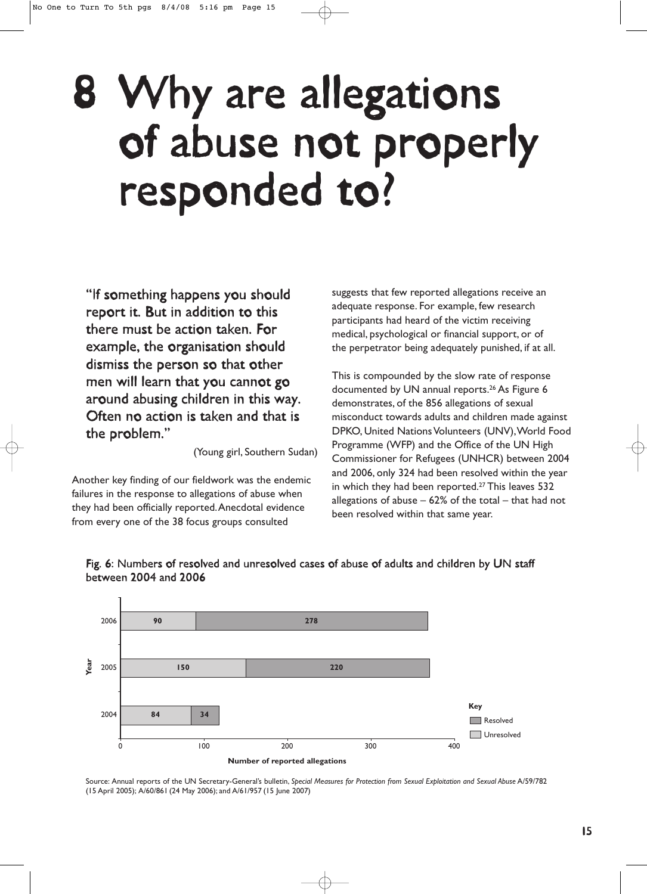# 8 Why are allegations of abuse not properly responded to?

> "If something happens you should report it. But in addition to this there must be action taken. For example, the organisation should dismiss the person so that other men will learn that you cannot go around abusing children in this way. Often no action is taken and that is the problem."
>
> (Young girl, Southern Sudan)

Another key finding of our fieldwork was the endemic failures in the response to allegations of abuse when they had been officially reported. Anecdotal evidence from every one of the 38 focus groups consulted suggests that few reported allegations receive an adequate response. For example, few research participants had heard of the victim receiving medical, psychological or financial support, or of the perpetrator being adequately punished, if at all.

This is compounded by the slow rate of response documented by UN annual reports.[26] As Figure 6 demonstrates, of the 856 allegations of sexual misconduct towards adults and children made against DPKO, United Nations Volunteers (UNV), World Food Programme (WFP) and the Office of the UN High Commissioner for Refugees (UNHCR) between 2004 and 2006, only 324 had been resolved within the year in which they had been reported.[27] This leaves 532 allegations of abuse – 62% of the total – that had not been resolved within that same year.

**Fig. 6**: Numbers of resolved and unresolved cases of abuse of adults and children by UN staff between 2004 and 2006

| Year | Unresolved | Resolved |
|---|---|---|
| 2006 | 90 | 278 |
| 2005 | 150 | 220 |
| 2004 | 84 | 34 |

Number of reported allegations

Source: Annual reports of the UN Secretary-General's bulletin, *Special Measures for Protection from Sexual Exploitation and Sexual Abuse* A/59/782 (15 April 2005); A/60/861 (24 May 2006); and A/61/957 (15 June 2007)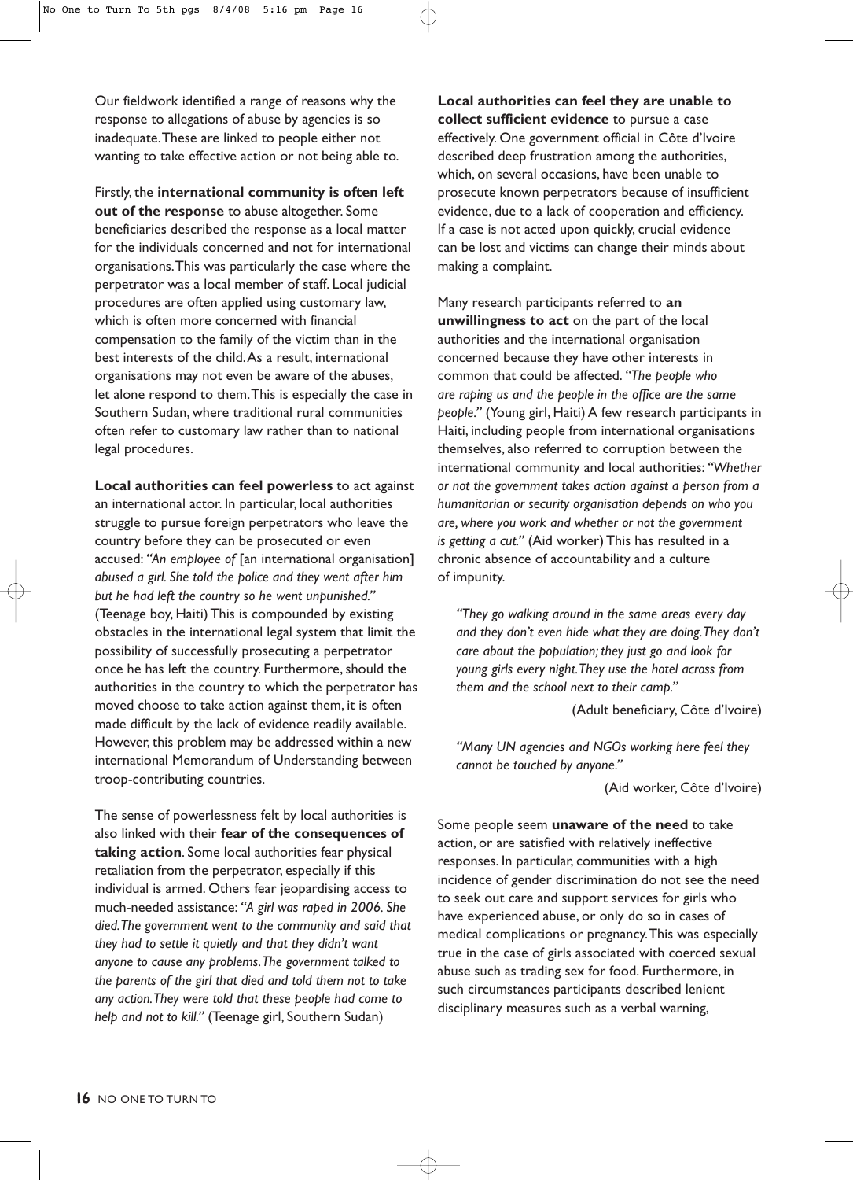Our fieldwork identified a range of reasons why the response to allegations of abuse by agencies is so inadequate. These are linked to people either not wanting to take effective action or not being able to.

Firstly, the **international community is often left out of the response** to abuse altogether. Some beneficiaries described the response as a local matter for the individuals concerned and not for international organisations. This was particularly the case where the perpetrator was a local member of staff. Local judicial procedures are often applied using customary law, which is often more concerned with financial compensation to the family of the victim than in the best interests of the child. As a result, international organisations may not even be aware of the abuses, let alone respond to them. This is especially the case in Southern Sudan, where traditional rural communities often refer to customary law rather than to national legal procedures.

**Local authorities can feel powerless** to act against an international actor. In particular, local authorities struggle to pursue foreign perpetrators who leave the country before they can be prosecuted or even accused: *"An employee of* [an international organisation] *abused a girl. She told the police and they went after him but he had left the country so he went unpunished."* (Teenage boy, Haiti) This is compounded by existing obstacles in the international legal system that limit the possibility of successfully prosecuting a perpetrator once he has left the country. Furthermore, should the authorities in the country to which the perpetrator has moved choose to take action against them, it is often made difficult by the lack of evidence readily available. However, this problem may be addressed within a new international Memorandum of Understanding between troop-contributing countries.

The sense of powerlessness felt by local authorities is also linked with their **fear of the consequences of taking action**. Some local authorities fear physical retaliation from the perpetrator, especially if this individual is armed. Others fear jeopardising access to much-needed assistance: *"A girl was raped in 2006. She died. The government went to the community and said that they had to settle it quietly and that they didn't want anyone to cause any problems. The government talked to the parents of the girl that died and told them not to take any action. They were told that these people had come to help and not to kill."* (Teenage girl, Southern Sudan)

**Local authorities can feel they are unable to collect sufficient evidence** to pursue a case effectively. One government official in Côte d'Ivoire described deep frustration among the authorities, which, on several occasions, have been unable to prosecute known perpetrators because of insufficient evidence, due to a lack of cooperation and efficiency. If a case is not acted upon quickly, crucial evidence can be lost and victims can change their minds about making a complaint.

Many research participants referred to **an unwillingness to act** on the part of the local authorities and the international organisation concerned because they have other interests in common that could be affected. *"The people who are raping us and the people in the office are the same people."* (Young girl, Haiti) A few research participants in Haiti, including people from international organisations themselves, also referred to corruption between the international community and local authorities: *"Whether or not the government takes action against a person from a humanitarian or security organisation depends on who you are, where you work and whether or not the government is getting a cut."* (Aid worker) This has resulted in a chronic absence of accountability and a culture of impunity.

> *"They go walking around in the same areas every day and they don't even hide what they are doing. They don't care about the population; they just go and look for young girls every night. They use the hotel across from them and the school next to their camp."*
>
> (Adult beneficiary, Côte d'Ivoire)

> *"Many UN agencies and NGOs working here feel they cannot be touched by anyone."*
>
> (Aid worker, Côte d'Ivoire)

Some people seem **unaware of the need** to take action, or are satisfied with relatively ineffective responses. In particular, communities with a high incidence of gender discrimination do not see the need to seek out care and support services for girls who have experienced abuse, or only do so in cases of medical complications or pregnancy. This was especially true in the case of girls associated with coerced sexual abuse such as trading sex for food. Furthermore, in such circumstances participants described lenient disciplinary measures such as a verbal warning,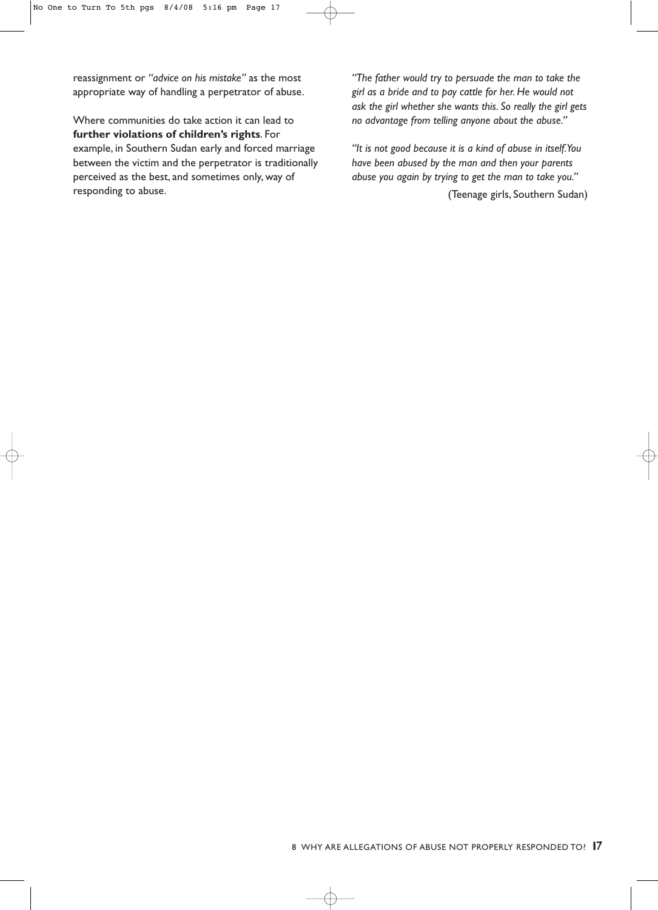reassignment or *"advice on his mistake"* as the most appropriate way of handling a perpetrator of abuse.

Where communities do take action it can lead to **further violations of children's rights**. For example, in Southern Sudan early and forced marriage between the victim and the perpetrator is traditionally perceived as the best, and sometimes only, way of responding to abuse.

*"The father would try to persuade the man to take the girl as a bride and to pay cattle for her. He would not ask the girl whether she wants this. So really the girl gets no advantage from telling anyone about the abuse."*

*"It is not good because it is a kind of abuse in itself. You have been abused by the man and then your parents abuse you again by trying to get the man to take you."*

(Teenage girls, Southern Sudan)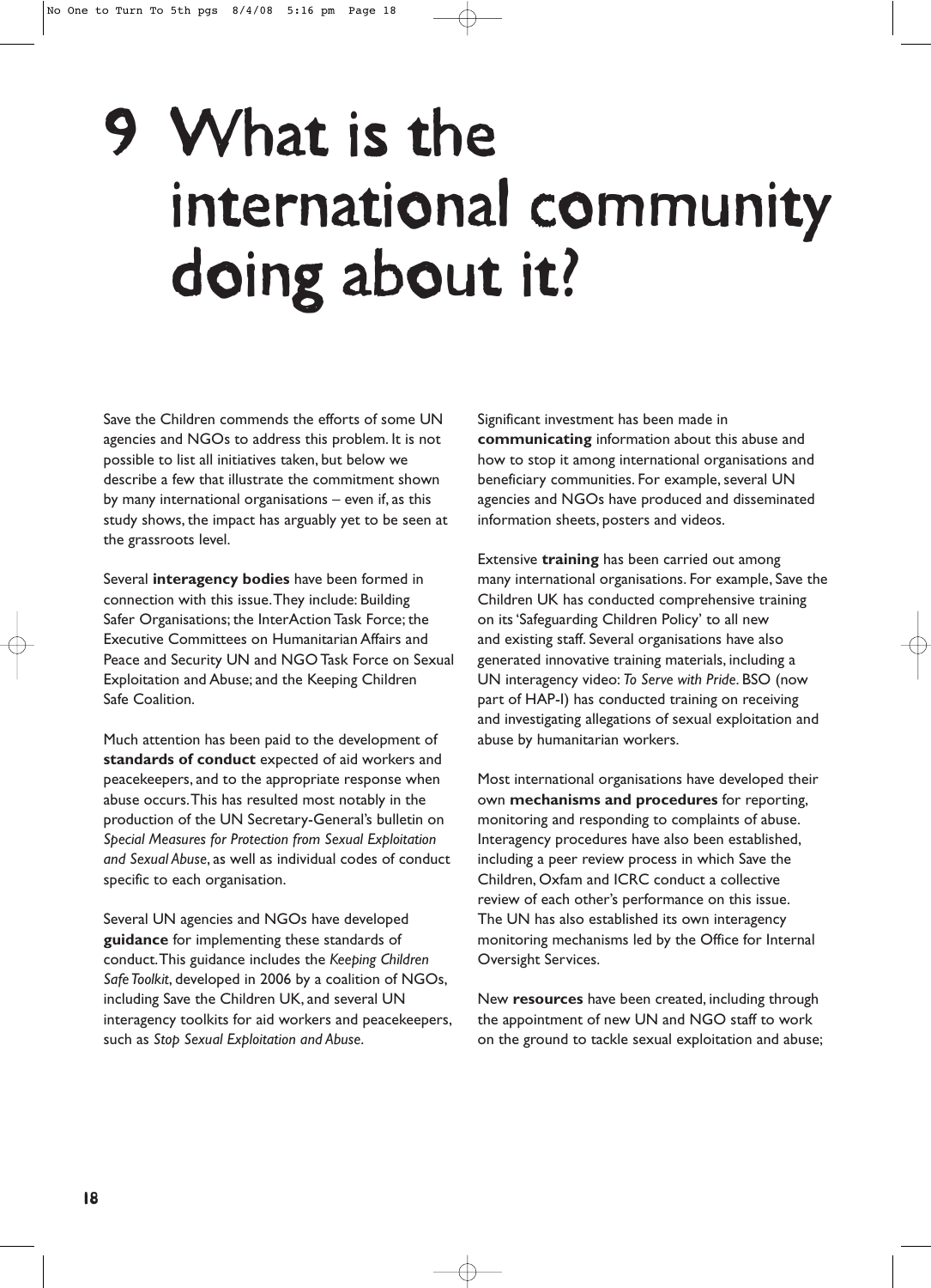# 9 What is the international community doing about it?

Save the Children commends the efforts of some UN agencies and NGOs to address this problem. It is not possible to list all initiatives taken, but below we describe a few that illustrate the commitment shown by many international organisations – even if, as this study shows, the impact has arguably yet to be seen at the grassroots level.

Several **interagency bodies** have been formed in connection with this issue. They include: Building Safer Organisations; the InterAction Task Force; the Executive Committees on Humanitarian Affairs and Peace and Security UN and NGO Task Force on Sexual Exploitation and Abuse; and the Keeping Children Safe Coalition.

Much attention has been paid to the development of **standards of conduct** expected of aid workers and peacekeepers, and to the appropriate response when abuse occurs. This has resulted most notably in the production of the UN Secretary-General's bulletin on *Special Measures for Protection from Sexual Exploitation and Sexual Abuse*, as well as individual codes of conduct specific to each organisation.

Several UN agencies and NGOs have developed **guidance** for implementing these standards of conduct. This guidance includes the *Keeping Children Safe Toolkit*, developed in 2006 by a coalition of NGOs, including Save the Children UK, and several UN interagency toolkits for aid workers and peacekeepers, such as *Stop Sexual Exploitation and Abuse*.

Significant investment has been made in **communicating** information about this abuse and how to stop it among international organisations and beneficiary communities. For example, several UN agencies and NGOs have produced and disseminated information sheets, posters and videos.

Extensive **training** has been carried out among many international organisations. For example, Save the Children UK has conducted comprehensive training on its 'Safeguarding Children Policy' to all new and existing staff. Several organisations have also generated innovative training materials, including a UN interagency video: *To Serve with Pride*. BSO (now part of HAP-I) has conducted training on receiving and investigating allegations of sexual exploitation and abuse by humanitarian workers.

Most international organisations have developed their own **mechanisms and procedures** for reporting, monitoring and responding to complaints of abuse. Interagency procedures have also been established, including a peer review process in which Save the Children, Oxfam and ICRC conduct a collective review of each other's performance on this issue. The UN has also established its own interagency monitoring mechanisms led by the Office for Internal Oversight Services.

New **resources** have been created, including through the appointment of new UN and NGO staff to work on the ground to tackle sexual exploitation and abuse;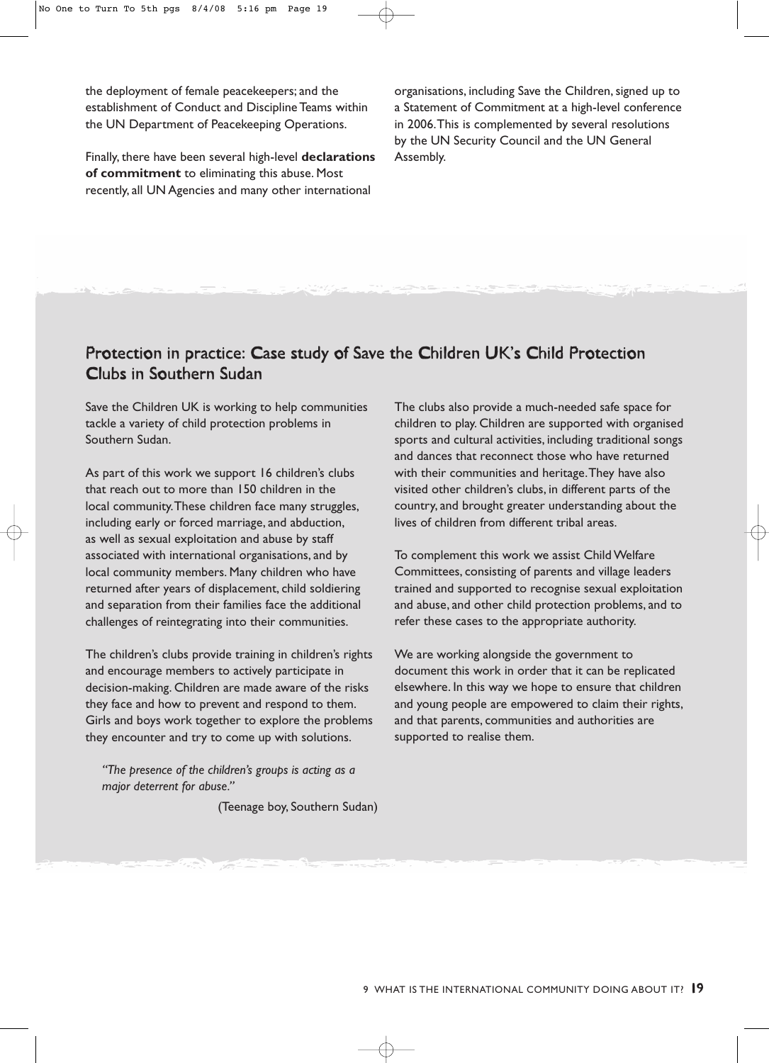the deployment of female peacekeepers; and the establishment of Conduct and Discipline Teams within the UN Department of Peacekeeping Operations.

Finally, there have been several high-level **declarations of commitment** to eliminating this abuse. Most recently, all UN Agencies and many other international organisations, including Save the Children, signed up to a Statement of Commitment at a high-level conference in 2006. This is complemented by several resolutions by the UN Security Council and the UN General Assembly.

## Protection in practice: Case study of Save the Children UK's Child Protection Clubs in Southern Sudan

Save the Children UK is working to help communities tackle a variety of child protection problems in Southern Sudan.

As part of this work we support 16 children's clubs that reach out to more than 150 children in the local community. These children face many struggles, including early or forced marriage, and abduction, as well as sexual exploitation and abuse by staff associated with international organisations, and by local community members. Many children who have returned after years of displacement, child soldiering and separation from their families face the additional challenges of reintegrating into their communities.

The children's clubs provide training in children's rights and encourage members to actively participate in decision-making. Children are made aware of the risks they face and how to prevent and respond to them. Girls and boys work together to explore the problems they encounter and try to come up with solutions.

> *"The presence of the children's groups is acting as a major deterrent for abuse."*
>
> (Teenage boy, Southern Sudan)

The clubs also provide a much-needed safe space for children to play. Children are supported with organised sports and cultural activities, including traditional songs and dances that reconnect those who have returned with their communities and heritage. They have also visited other children's clubs, in different parts of the country, and brought greater understanding about the lives of children from different tribal areas.

To complement this work we assist Child Welfare Committees, consisting of parents and village leaders trained and supported to recognise sexual exploitation and abuse, and other child protection problems, and to refer these cases to the appropriate authority.

We are working alongside the government to document this work in order that it can be replicated elsewhere. In this way we hope to ensure that children and young people are empowered to claim their rights, and that parents, communities and authorities are supported to realise them.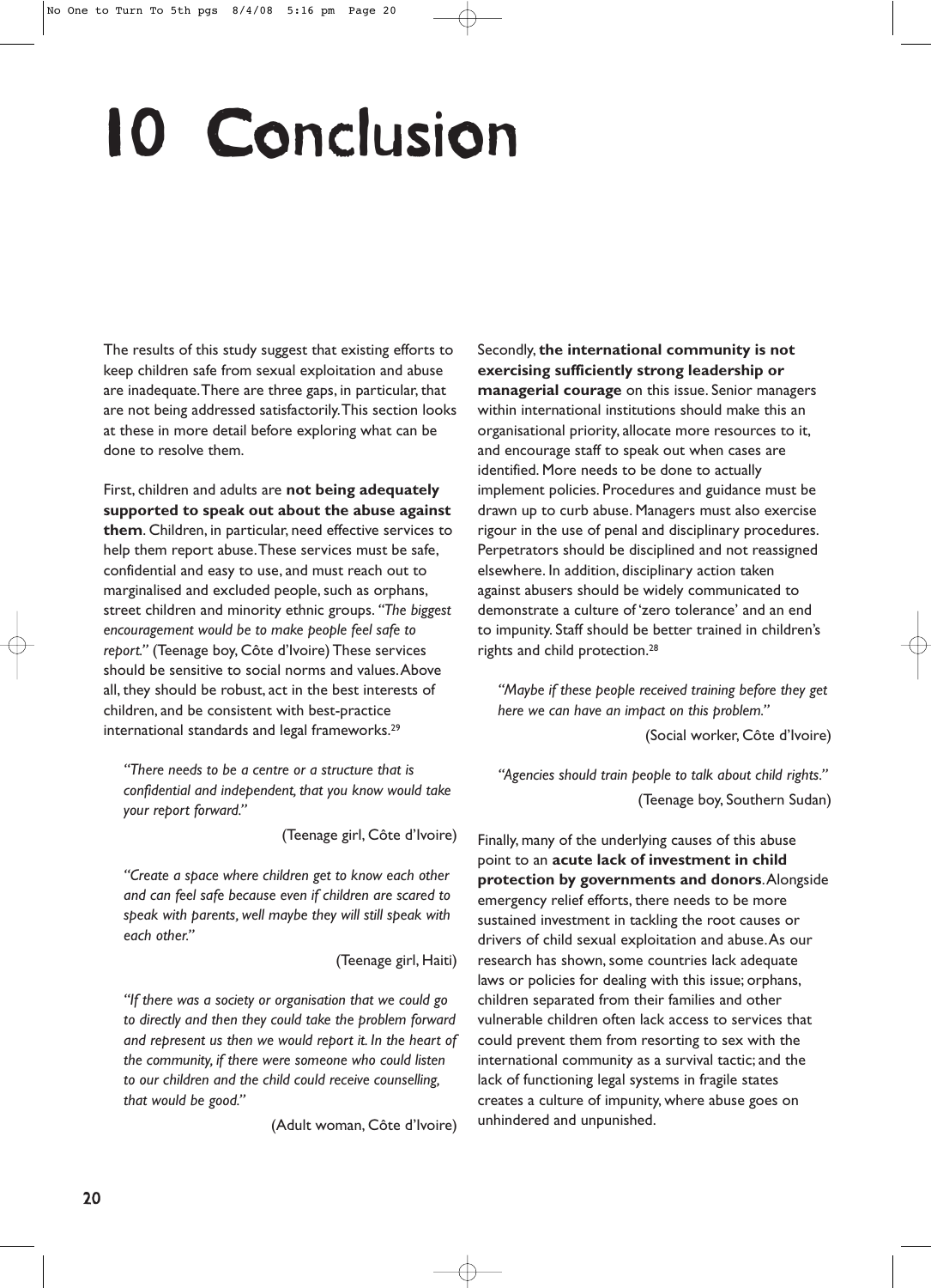# 10 Conclusion

The results of this study suggest that existing efforts to keep children safe from sexual exploitation and abuse are inadequate. There are three gaps, in particular, that are not being addressed satisfactorily. This section looks at these in more detail before exploring what can be done to resolve them.

First, children and adults are **not being adequately supported to speak out about the abuse against them**. Children, in particular, need effective services to help them report abuse. These services must be safe, confidential and easy to use, and must reach out to marginalised and excluded people, such as orphans, street children and minority ethnic groups. *"The biggest encouragement would be to make people feel safe to report."* (Teenage boy, Côte d'Ivoire) These services should be sensitive to social norms and values. Above all, they should be robust, act in the best interests of children, and be consistent with best-practice international standards and legal frameworks.[29]

> *"There needs to be a centre or a structure that is confidential and independent, that you know would take your report forward."*
>
> (Teenage girl, Côte d'Ivoire)

> *"Create a space where children get to know each other and can feel safe because even if children are scared to speak with parents, well maybe they will still speak with each other."*
>
> (Teenage girl, Haiti)

> *"If there was a society or organisation that we could go to directly and then they could take the problem forward and represent us then we would report it. In the heart of the community, if there were someone who could listen to our children and the child could receive counselling, that would be good."*
>
> (Adult woman, Côte d'Ivoire)

Secondly, **the international community is not exercising sufficiently strong leadership or managerial courage** on this issue. Senior managers within international institutions should make this an organisational priority, allocate more resources to it, and encourage staff to speak out when cases are identified. More needs to be done to actually implement policies. Procedures and guidance must be drawn up to curb abuse. Managers must also exercise rigour in the use of penal and disciplinary procedures. Perpetrators should be disciplined and not reassigned elsewhere. In addition, disciplinary action taken against abusers should be widely communicated to demonstrate a culture of 'zero tolerance' and an end to impunity. Staff should be better trained in children's rights and child protection.[28]

> *"Maybe if these people received training before they get here we can have an impact on this problem."*
>
> (Social worker, Côte d'Ivoire)

> *"Agencies should train people to talk about child rights."*
>
> (Teenage boy, Southern Sudan)

Finally, many of the underlying causes of this abuse point to an **acute lack of investment in child protection by governments and donors**. Alongside emergency relief efforts, there needs to be more sustained investment in tackling the root causes or drivers of child sexual exploitation and abuse. As our research has shown, some countries lack adequate laws or policies for dealing with this issue; orphans, children separated from their families and other vulnerable children often lack access to services that could prevent them from resorting to sex with the international community as a survival tactic; and the lack of functioning legal systems in fragile states creates a culture of impunity, where abuse goes on unhindered and unpunished.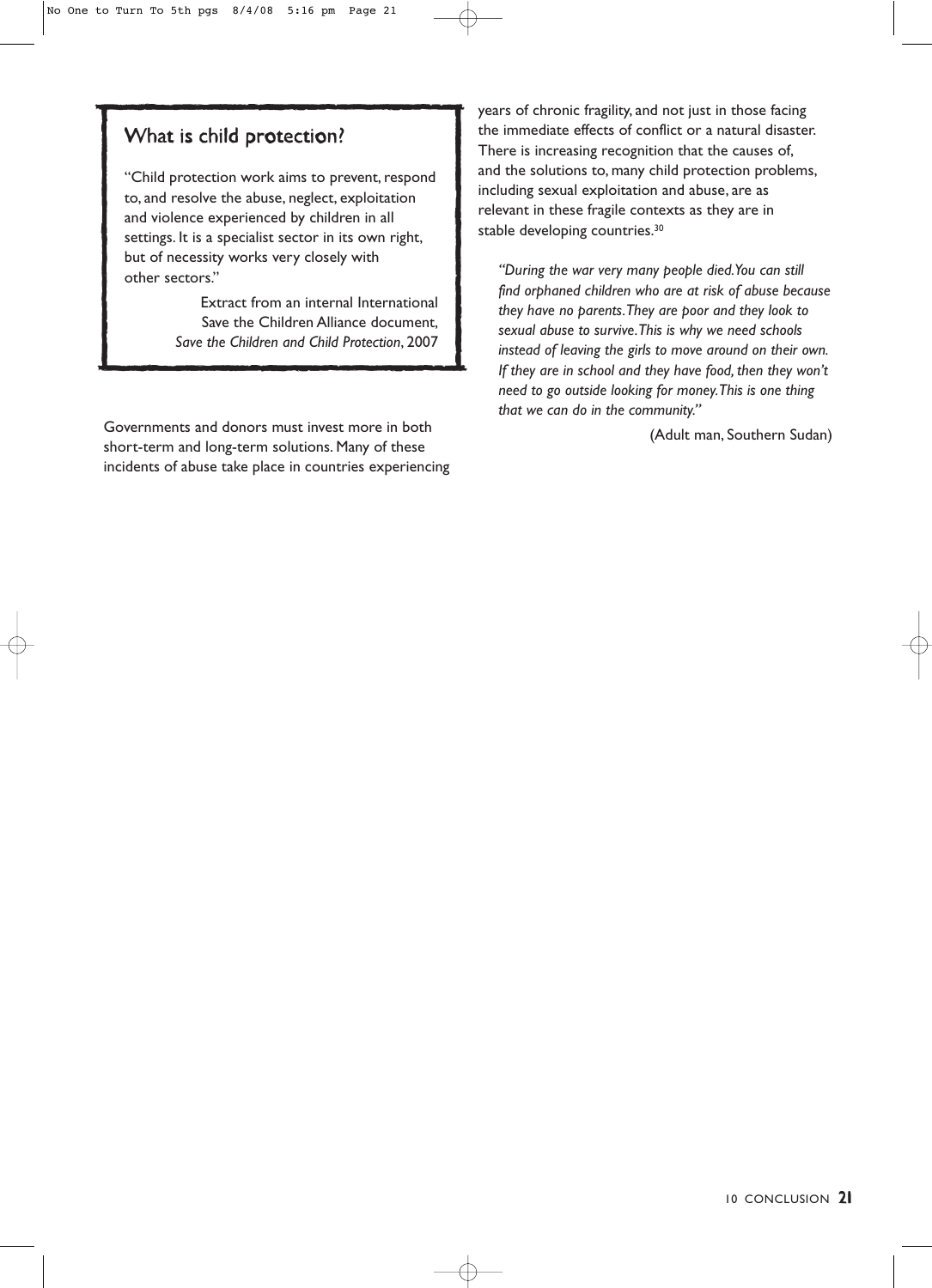## What is child protection?

"Child protection work aims to prevent, respond to, and resolve the abuse, neglect, exploitation and violence experienced by children in all settings. It is a specialist sector in its own right, but of necessity works very closely with other sectors."

Extract from an internal International Save the Children Alliance document, *Save the Children and Child Protection*, 2007

Governments and donors must invest more in both short-term and long-term solutions. Many of these incidents of abuse take place in countries experiencing years of chronic fragility, and not just in those facing the immediate effects of conflict or a natural disaster. There is increasing recognition that the causes of, and the solutions to, many child protection problems, including sexual exploitation and abuse, are as relevant in these fragile contexts as they are in stable developing countries.[30]

> *"During the war very many people died. You can still find orphaned children who are at risk of abuse because they have no parents. They are poor and they look to sexual abuse to survive. This is why we need schools instead of leaving the girls to move around on their own. If they are in school and they have food, then they won't need to go outside looking for money. This is one thing that we can do in the community."*
>
> (Adult man, Southern Sudan)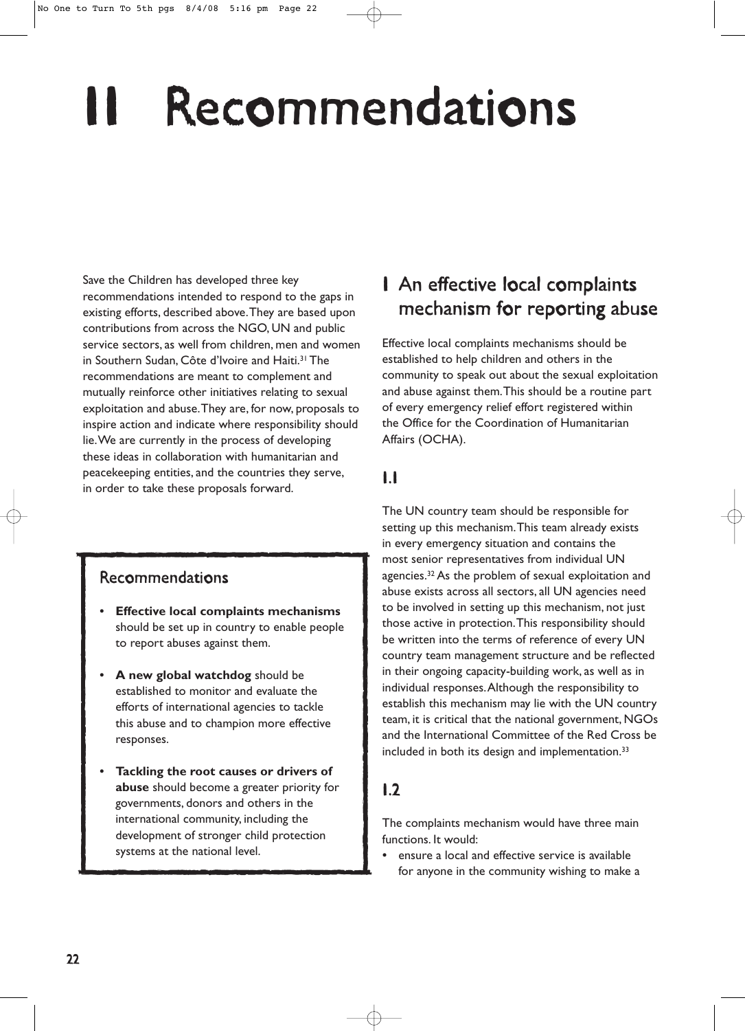# II Recommendations

Save the Children has developed three key recommendations intended to respond to the gaps in existing efforts, described above. They are based upon contributions from across the NGO, UN and public service sectors, as well from children, men and women in Southern Sudan, Côte d'Ivoire and Haiti.[31] The recommendations are meant to complement and mutually reinforce other initiatives relating to sexual exploitation and abuse. They are, for now, proposals to inspire action and indicate where responsibility should lie. We are currently in the process of developing these ideas in collaboration with humanitarian and peacekeeping entities, and the countries they serve, in order to take these proposals forward.

### Recommendations

- **Effective local complaints mechanisms** should be set up in country to enable people to report abuses against them.
- **A new global watchdog** should be established to monitor and evaluate the efforts of international agencies to tackle this abuse and to champion more effective responses.
- **Tackling the root causes or drivers of abuse** should become a greater priority for governments, donors and others in the international community, including the development of stronger child protection systems at the national level.

## 1 An effective local complaints mechanism for reporting abuse

Effective local complaints mechanisms should be established to help children and others in the community to speak out about the sexual exploitation and abuse against them. This should be a routine part of every emergency relief effort registered within the Office for the Coordination of Humanitarian Affairs (OCHA).

### 1.1

The UN country team should be responsible for setting up this mechanism. This team already exists in every emergency situation and contains the most senior representatives from individual UN agencies.[32] As the problem of sexual exploitation and abuse exists across all sectors, all UN agencies need to be involved in setting up this mechanism, not just those active in protection. This responsibility should be written into the terms of reference of every UN country team management structure and be reflected in their ongoing capacity-building work, as well as in individual responses. Although the responsibility to establish this mechanism may lie with the UN country team, it is critical that the national government, NGOs and the International Committee of the Red Cross be included in both its design and implementation.[33]

### 1.2

The complaints mechanism would have three main functions. It would:

- ensure a local and effective service is available for anyone in the community wishing to make a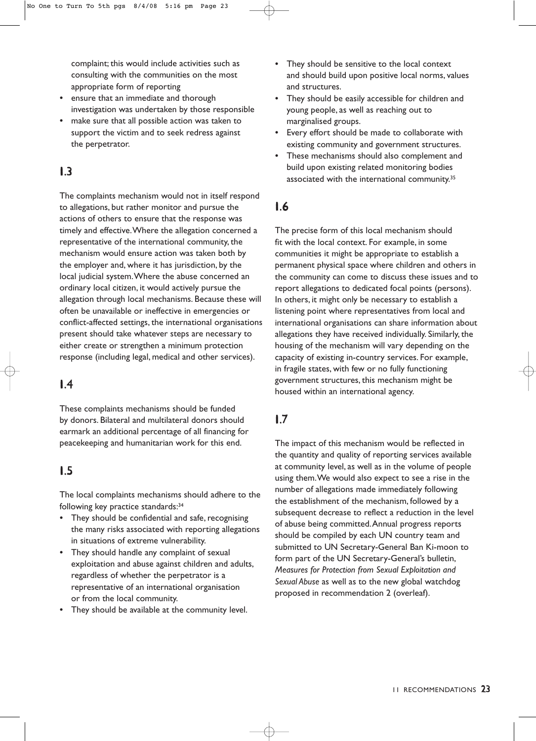complaint; this would include activities such as consulting with the communities on the most appropriate form of reporting
- ensure that an immediate and thorough investigation was undertaken by those responsible
- make sure that all possible action was taken to support the victim and to seek redress against the perpetrator.

## 1.3

The complaints mechanism would not in itself respond to allegations, but rather monitor and pursue the actions of others to ensure that the response was timely and effective. Where the allegation concerned a representative of the international community, the mechanism would ensure action was taken both by the employer and, where it has jurisdiction, by the local judicial system. Where the abuse concerned an ordinary local citizen, it would actively pursue the allegation through local mechanisms. Because these will often be unavailable or ineffective in emergencies or conflict-affected settings, the international organisations present should take whatever steps are necessary to either create or strengthen a minimum protection response (including legal, medical and other services).

## 1.4

These complaints mechanisms should be funded by donors. Bilateral and multilateral donors should earmark an additional percentage of all financing for peacekeeping and humanitarian work for this end.

## 1.5

The local complaints mechanisms should adhere to the following key practice standards:[34]

- They should be confidential and safe, recognising the many risks associated with reporting allegations in situations of extreme vulnerability.
- They should handle any complaint of sexual exploitation and abuse against children and adults, regardless of whether the perpetrator is a representative of an international organisation or from the local community.
- They should be available at the community level.
- They should be sensitive to the local context and should build upon positive local norms, values and structures.
- They should be easily accessible for children and young people, as well as reaching out to marginalised groups.
- Every effort should be made to collaborate with existing community and government structures.
- These mechanisms should also complement and build upon existing related monitoring bodies associated with the international community.[35]

## 1.6

The precise form of this local mechanism should fit with the local context. For example, in some communities it might be appropriate to establish a permanent physical space where children and others in the community can come to discuss these issues and to report allegations to dedicated focal points (persons). In others, it might only be necessary to establish a listening point where representatives from local and international organisations can share information about allegations they have received individually. Similarly, the housing of the mechanism will vary depending on the capacity of existing in-country services. For example, in fragile states, with few or no fully functioning government structures, this mechanism might be housed within an international agency.

## 1.7

The impact of this mechanism would be reflected in the quantity and quality of reporting services available at community level, as well as in the volume of people using them. We would also expect to see a rise in the number of allegations made immediately following the establishment of the mechanism, followed by a subsequent decrease to reflect a reduction in the level of abuse being committed. Annual progress reports should be compiled by each UN country team and submitted to UN Secretary-General Ban Ki-moon to form part of the UN Secretary-General's bulletin, *Measures for Protection from Sexual Exploitation and Sexual Abuse* as well as to the new global watchdog proposed in recommendation 2 (overleaf).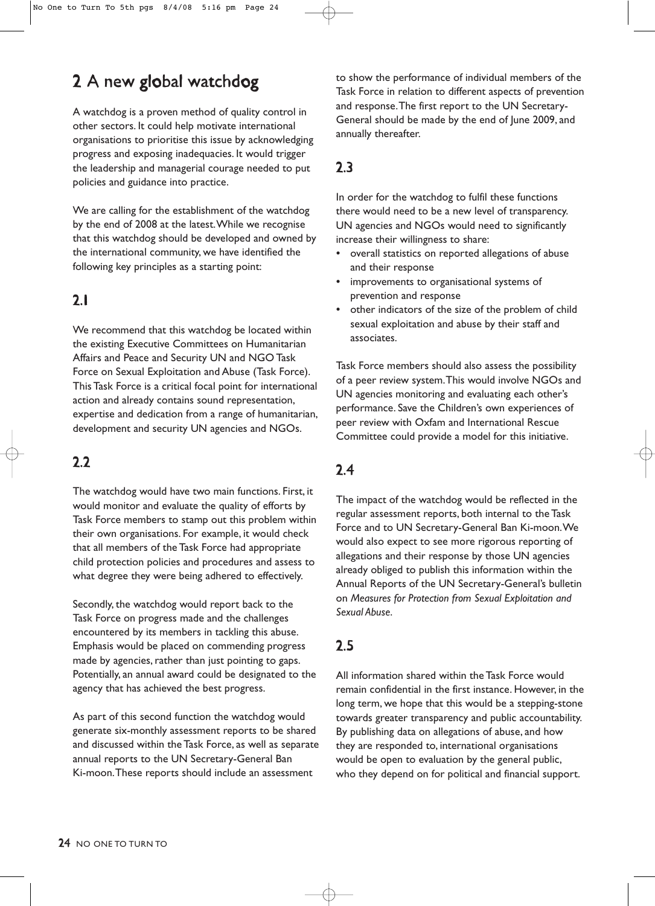## 2 A new global watchdog

A watchdog is a proven method of quality control in other sectors. It could help motivate international organisations to prioritise this issue by acknowledging progress and exposing inadequacies. It would trigger the leadership and managerial courage needed to put policies and guidance into practice.

We are calling for the establishment of the watchdog by the end of 2008 at the latest. While we recognise that this watchdog should be developed and owned by the international community, we have identified the following key principles as a starting point:

### 2.1

We recommend that this watchdog be located within the existing Executive Committees on Humanitarian Affairs and Peace and Security UN and NGO Task Force on Sexual Exploitation and Abuse (Task Force). This Task Force is a critical focal point for international action and already contains sound representation, expertise and dedication from a range of humanitarian, development and security UN agencies and NGOs.

### 2.2

The watchdog would have two main functions. First, it would monitor and evaluate the quality of efforts by Task Force members to stamp out this problem within their own organisations. For example, it would check that all members of the Task Force had appropriate child protection policies and procedures and assess to what degree they were being adhered to effectively.

Secondly, the watchdog would report back to the Task Force on progress made and the challenges encountered by its members in tackling this abuse. Emphasis would be placed on commending progress made by agencies, rather than just pointing to gaps. Potentially, an annual award could be designated to the agency that has achieved the best progress.

As part of this second function the watchdog would generate six-monthly assessment reports to be shared and discussed within the Task Force, as well as separate annual reports to the UN Secretary-General Ban Ki-moon. These reports should include an assessment to show the performance of individual members of the Task Force in relation to different aspects of prevention and response. The first report to the UN Secretary-General should be made by the end of June 2009, and annually thereafter.

### 2.3

In order for the watchdog to fulfil these functions there would need to be a new level of transparency. UN agencies and NGOs would need to significantly increase their willingness to share:

- overall statistics on reported allegations of abuse and their response
- improvements to organisational systems of prevention and response
- other indicators of the size of the problem of child sexual exploitation and abuse by their staff and associates.

Task Force members should also assess the possibility of a peer review system. This would involve NGOs and UN agencies monitoring and evaluating each other's performance. Save the Children's own experiences of peer review with Oxfam and International Rescue Committee could provide a model for this initiative.

### 2.4

The impact of the watchdog would be reflected in the regular assessment reports, both internal to the Task Force and to UN Secretary-General Ban Ki-moon. We would also expect to see more rigorous reporting of allegations and their response by those UN agencies already obliged to publish this information within the Annual Reports of the UN Secretary-General's bulletin on *Measures for Protection from Sexual Exploitation and Sexual Abuse*.

### 2.5

All information shared within the Task Force would remain confidential in the first instance. However, in the long term, we hope that this would be a stepping-stone towards greater transparency and public accountability. By publishing data on allegations of abuse, and how they are responded to, international organisations would be open to evaluation by the general public, who they depend on for political and financial support.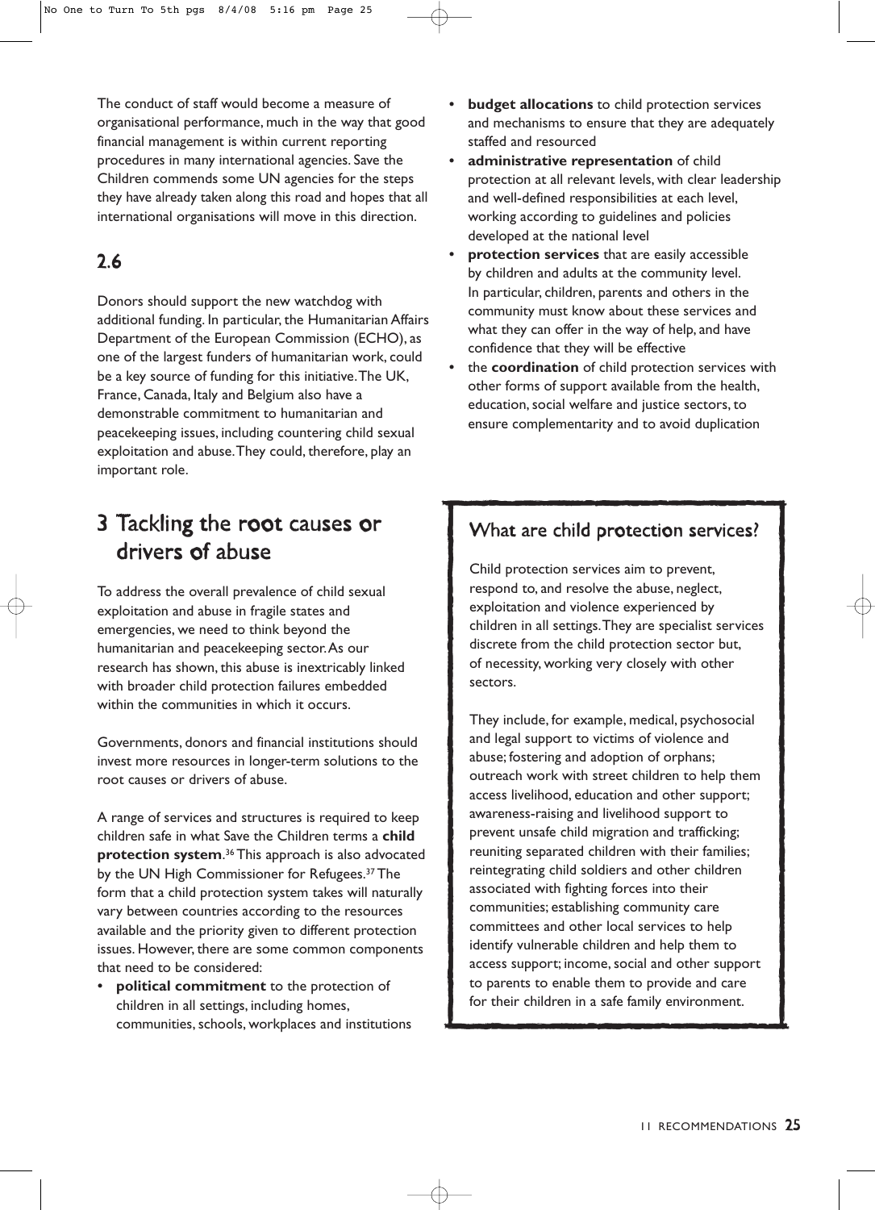The conduct of staff would become a measure of organisational performance, much in the way that good financial management is within current reporting procedures in many international agencies. Save the Children commends some UN agencies for the steps they have already taken along this road and hopes that all international organisations will move in this direction.

## 2.6

Donors should support the new watchdog with additional funding. In particular, the Humanitarian Affairs Department of the European Commission (ECHO), as one of the largest funders of humanitarian work, could be a key source of funding for this initiative. The UK, France, Canada, Italy and Belgium also have a demonstrable commitment to humanitarian and peacekeeping issues, including countering child sexual exploitation and abuse. They could, therefore, play an important role.

# 3 Tackling the root causes or drivers of abuse

To address the overall prevalence of child sexual exploitation and abuse in fragile states and emergencies, we need to think beyond the humanitarian and peacekeeping sector. As our research has shown, this abuse is inextricably linked with broader child protection failures embedded within the communities in which it occurs.

Governments, donors and financial institutions should invest more resources in longer-term solutions to the root causes or drivers of abuse.

A range of services and structures is required to keep children safe in what Save the Children terms a **child protection system**.[36] This approach is also advocated by the UN High Commissioner for Refugees.[37] The form that a child protection system takes will naturally vary between countries according to the resources available and the priority given to different protection issues. However, there are some common components that need to be considered:

- **political commitment** to the protection of children in all settings, including homes, communities, schools, workplaces and institutions
- **budget allocations** to child protection services and mechanisms to ensure that they are adequately staffed and resourced
- **administrative representation** of child protection at all relevant levels, with clear leadership and well-defined responsibilities at each level, working according to guidelines and policies developed at the national level
- **protection services** that are easily accessible by children and adults at the community level. In particular, children, parents and others in the community must know about these services and what they can offer in the way of help, and have confidence that they will be effective
- the **coordination** of child protection services with other forms of support available from the health, education, social welfare and justice sectors, to ensure complementarity and to avoid duplication

## What are child protection services?

Child protection services aim to prevent, respond to, and resolve the abuse, neglect, exploitation and violence experienced by children in all settings. They are specialist services discrete from the child protection sector but, of necessity, working very closely with other sectors.

They include, for example, medical, psychosocial and legal support to victims of violence and abuse; fostering and adoption of orphans; outreach work with street children to help them access livelihood, education and other support; awareness-raising and livelihood support to prevent unsafe child migration and trafficking; reuniting separated children with their families; reintegrating child soldiers and other children associated with fighting forces into their communities; establishing community care committees and other local services to help identify vulnerable children and help them to access support; income, social and other support to parents to enable them to provide and care for their children in a safe family environment.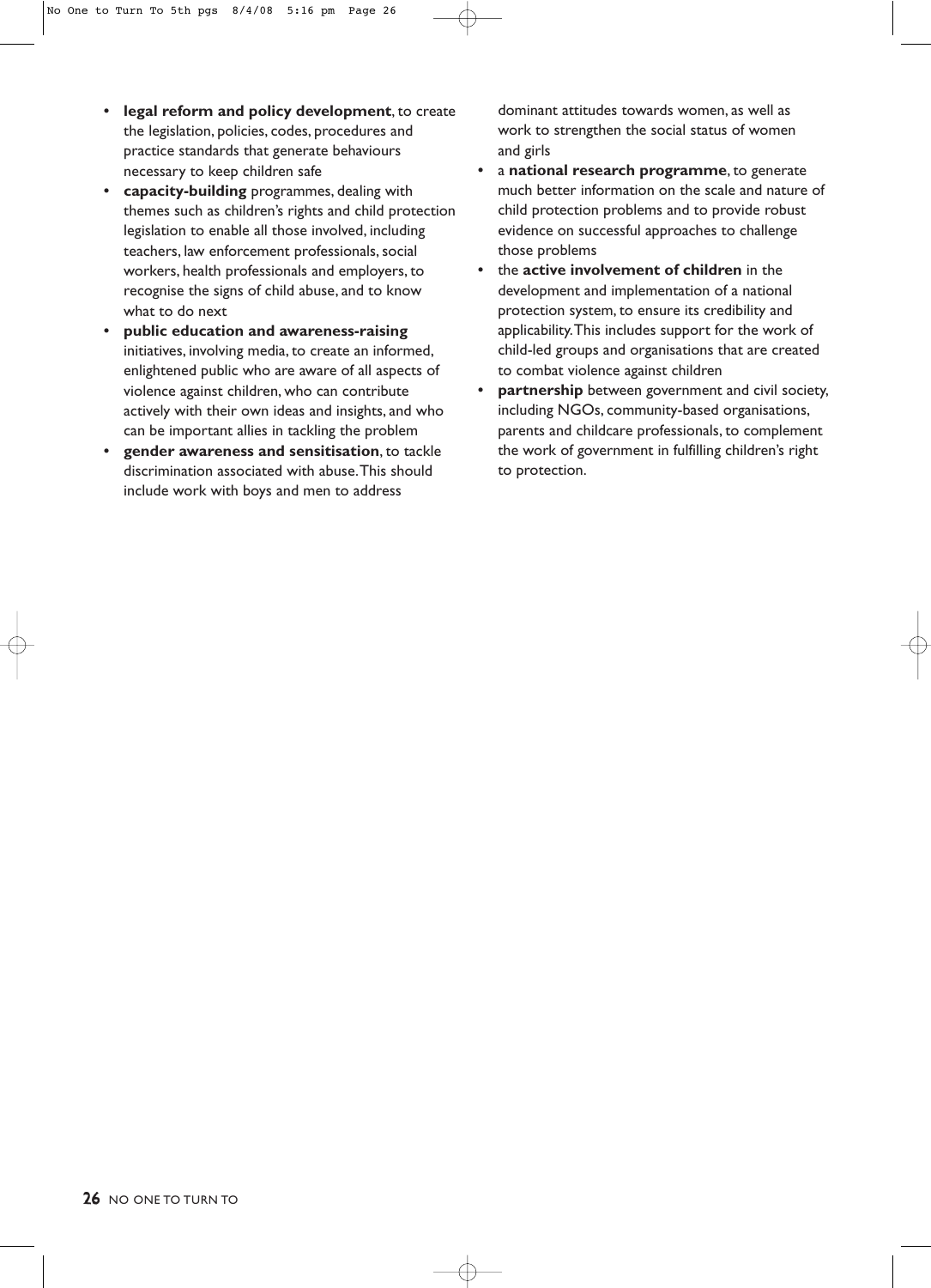- **legal reform and policy development**, to create the legislation, policies, codes, procedures and practice standards that generate behaviours necessary to keep children safe
- **capacity-building** programmes, dealing with themes such as children's rights and child protection legislation to enable all those involved, including teachers, law enforcement professionals, social workers, health professionals and employers, to recognise the signs of child abuse, and to know what to do next
- **public education and awareness-raising** initiatives, involving media, to create an informed, enlightened public who are aware of all aspects of violence against children, who can contribute actively with their own ideas and insights, and who can be important allies in tackling the problem
- **gender awareness and sensitisation**, to tackle discrimination associated with abuse. This should include work with boys and men to address dominant attitudes towards women, as well as work to strengthen the social status of women and girls
- a **national research programme**, to generate much better information on the scale and nature of child protection problems and to provide robust evidence on successful approaches to challenge those problems
- the **active involvement of children** in the development and implementation of a national protection system, to ensure its credibility and applicability. This includes support for the work of child-led groups and organisations that are created to combat violence against children
- **partnership** between government and civil society, including NGOs, community-based organisations, parents and childcare professionals, to complement the work of government in fulfilling children's right to protection.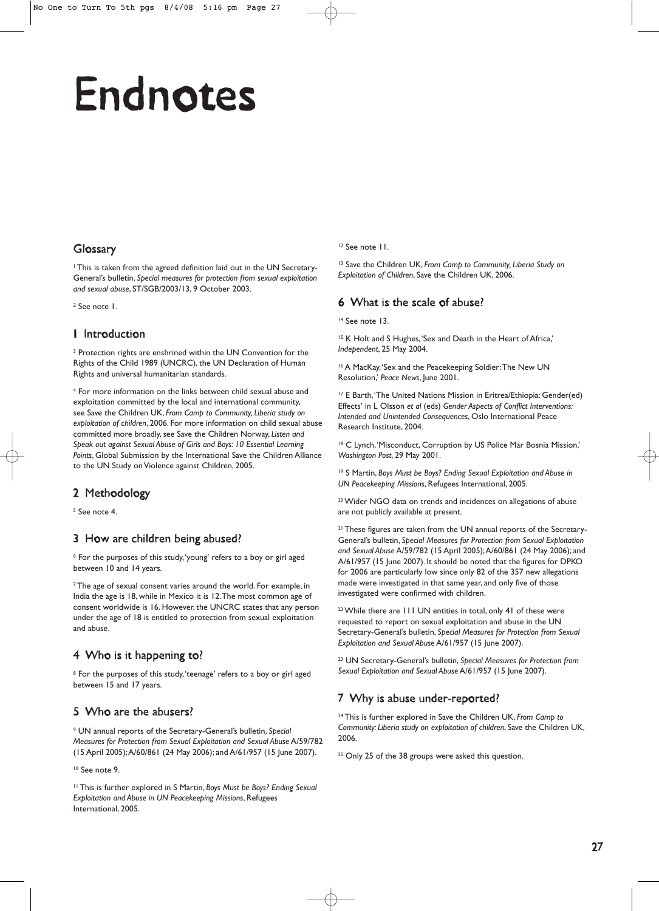# Endnotes

## Glossary

[1] This is taken from the agreed definition laid out in the UN Secretary-General's bulletin, *Special measures for protection from sexual exploitation and sexual abuse*, ST/SGB/2003/13, 9 October 2003.

[2] See note 1.

## 1 Introduction

[3] Protection rights are enshrined within the UN Convention for the Rights of the Child 1989 (UNCRC), the UN Declaration of Human Rights and universal humanitarian standards.

[4] For more information on the links between child sexual abuse and exploitation committed by the local and international community, see Save the Children UK, *From Camp to Community, Liberia study on exploitation of children*, 2006. For more information on child sexual abuse committed more broadly, see Save the Children Norway, *Listen and Speak out against Sexual Abuse of Girls and Boys: 10 Essential Learning Points*, Global Submission by the International Save the Children Alliance to the UN Study on Violence against Children, 2005.

## 2 Methodology

[5] See note 4.

## 3 How are children being abused?

[6] For the purposes of this study, 'young' refers to a boy or girl aged between 10 and 14 years.

[7] The age of sexual consent varies around the world. For example, in India the age is 18, while in Mexico it is 12. The most common age of consent worldwide is 16. However, the UNCRC states that any person under the age of 18 is entitled to protection from sexual exploitation and abuse.

## 4 Who is it happening to?

[8] For the purposes of this study, 'teenage' refers to a boy or girl aged between 15 and 17 years.

## 5 Who are the abusers?

[9] UN annual reports of the Secretary-General's bulletin, *Special Measures for Protection from Sexual Exploitation and Sexual Abuse* A/59/782 (15 April 2005); A/60/861 (24 May 2006); and A/61/957 (15 June 2007).

[10] See note 9.

[11] This is further explored in S Martin, *Boys Must be Boys? Ending Sexual Exploitation and Abuse in UN Peacekeeping Missions*, Refugees International, 2005.

[12] See note 11.

[13] Save the Children UK, *From Camp to Community, Liberia Study on Exploitation of Children*, Save the Children UK, 2006.

## 6 What is the scale of abuse?

[14] See note 13.

[15] K Holt and S Hughes, 'Sex and Death in the Heart of Africa,' *Independent*, 25 May 2004.

[16] A MacKay, 'Sex and the Peacekeeping Soldier: The New UN Resolution,' *Peace News*, June 2001.

[17] E Barth, 'The United Nations Mission in Eritrea/Ethiopia: Gender(ed) Effects' in L Olsson *et al* (eds) *Gender Aspects of Conflict Interventions: Intended and Unintended Consequences*, Oslo International Peace Research Institute, 2004.

[18] C Lynch, 'Misconduct, Corruption by US Police Mar Bosnia Mission,' *Washington Post*, 29 May 2001.

[19] S Martin, *Boys Must be Boys? Ending Sexual Exploitation and Abuse in UN Peacekeeping Missions*, Refugees International, 2005.

[20] Wider NGO data on trends and incidences on allegations of abuse are not publicly available at present.

[21] These figures are taken from the UN annual reports of the Secretary-General's bulletin, *Special Measures for Protection from Sexual Exploitation and Sexual Abuse* A/59/782 (15 April 2005); A/60/861 (24 May 2006); and A/61/957 (15 June 2007). It should be noted that the figures for DPKO for 2006 are particularly low since only 82 of the 357 new allegations made were investigated in that same year, and only five of those investigated were confirmed with children.

[22] While there are 111 UN entities in total, only 41 of these were requested to report on sexual exploitation and abuse in the UN Secretary-General's bulletin, *Special Measures for Protection from Sexual Exploitation and Sexual Abuse* A/61/957 (15 June 2007).

[23] UN Secretary-General's bulletin, *Special Measures for Protection from Sexual Exploitation and Sexual Abuse* A/61/957 (15 June 2007).

## 7 Why is abuse under-reported?

[24] This is further explored in Save the Children UK, *From Camp to Community: Liberia study on exploitation of children*, Save the Children UK, 2006.

[25] Only 25 of the 38 groups were asked this question.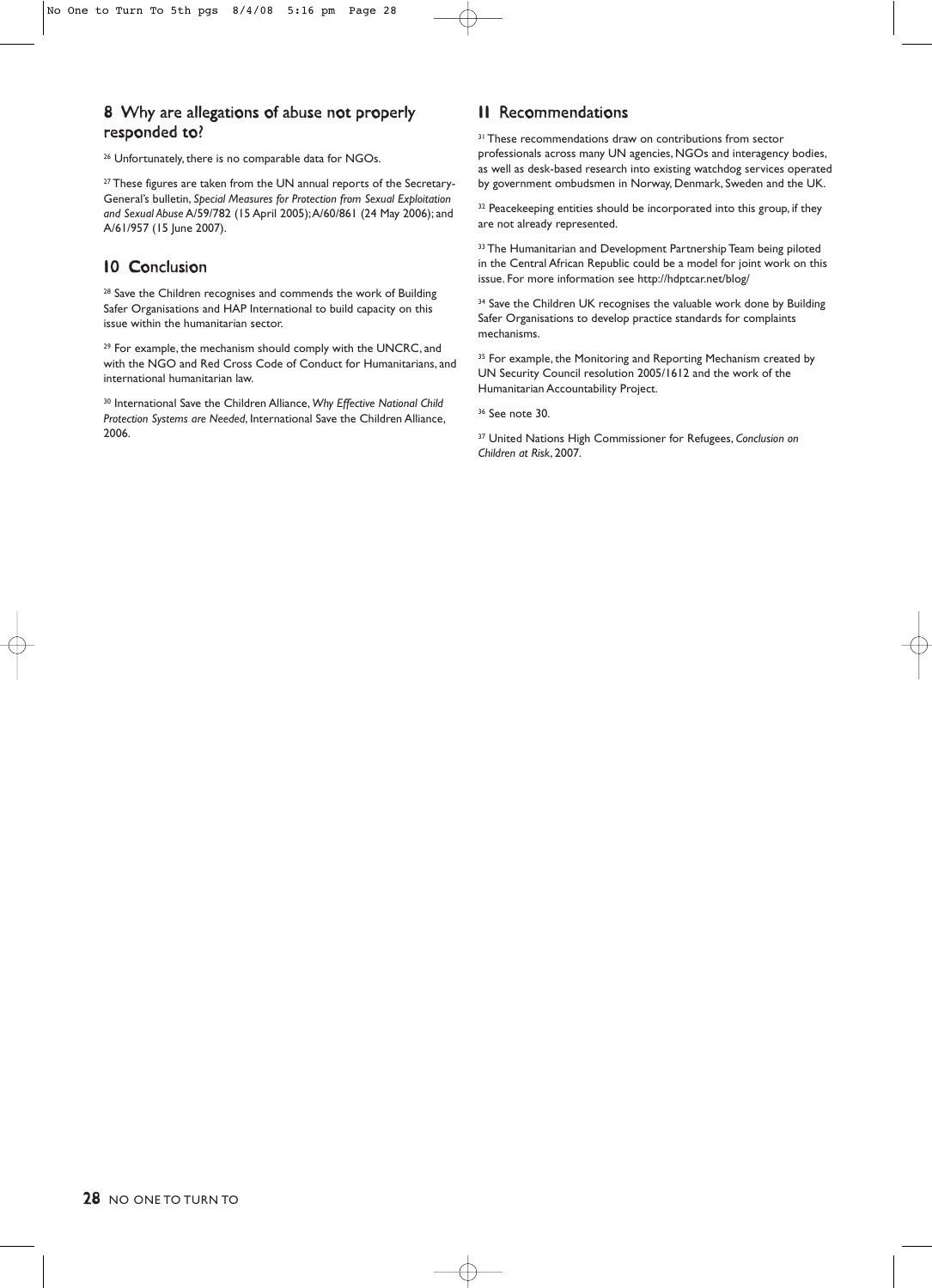## 8 Why are allegations of abuse not properly responded to?

[26] Unfortunately, there is no comparable data for NGOs.

[27] These figures are taken from the UN annual reports of the Secretary-General's bulletin, *Special Measures for Protection from Sexual Exploitation and Sexual Abuse* A/59/782 (15 April 2005); A/60/861 (24 May 2006); and A/61/957 (15 June 2007).

## 10 Conclusion

[28] Save the Children recognises and commends the work of Building Safer Organisations and HAP International to build capacity on this issue within the humanitarian sector.

[29] For example, the mechanism should comply with the UNCRC, and with the NGO and Red Cross Code of Conduct for Humanitarians, and international humanitarian law.

[30] International Save the Children Alliance, *Why Effective National Child Protection Systems are Needed*, International Save the Children Alliance, 2006.

## 11 Recommendations

[31] These recommendations draw on contributions from sector professionals across many UN agencies, NGOs and interagency bodies, as well as desk-based research into existing watchdog services operated by government ombudsmen in Norway, Denmark, Sweden and the UK.

[32] Peacekeeping entities should be incorporated into this group, if they are not already represented.

[33] The Humanitarian and Development Partnership Team being piloted in the Central African Republic could be a model for joint work on this issue. For more information see http://hdptcar.net/blog/

[34] Save the Children UK recognises the valuable work done by Building Safer Organisations to develop practice standards for complaints mechanisms.

[35] For example, the Monitoring and Reporting Mechanism created by UN Security Council resolution 2005/1612 and the work of the Humanitarian Accountability Project.

[36] See note 30.

[37] United Nations High Commissioner for Refugees, *Conclusion on Children at Risk*, 2007.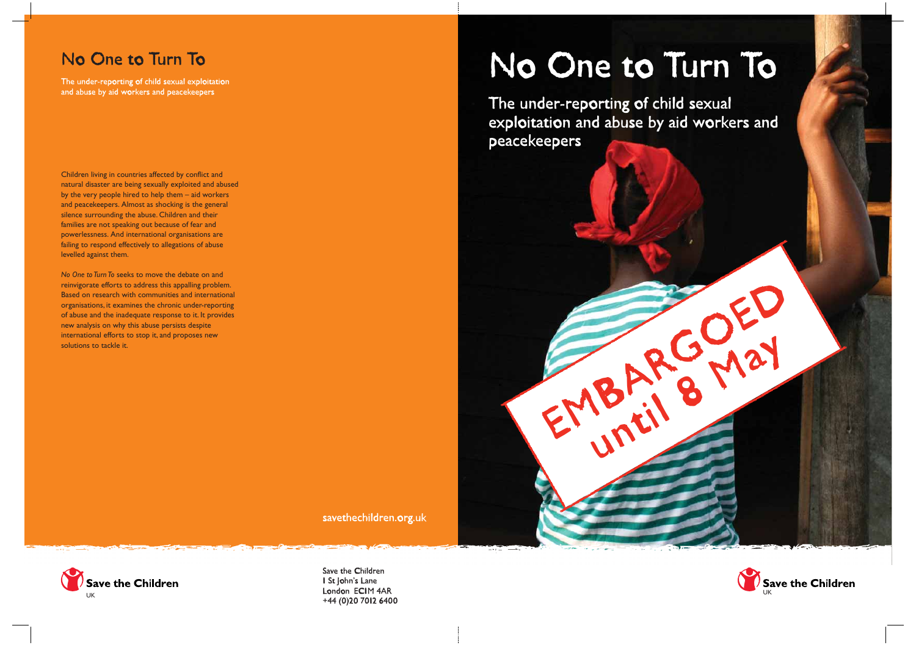# No One to Turn To

The under-reporting of child sexual exploitation and abuse by aid workers and peacekeepers

Children living in countries affected by conflict and natural disaster are being sexually exploited and abused by the very people hired to help them – aid workers and peacekeepers. Almost as shocking is the general silence surrounding the abuse. Children and their families are not speaking out because of fear and powerlessness. And international organisations are failing to respond effectively to allegations of abuse levelled against them.

*No One to Turn To* seeks to move the debate on and reinvigorate efforts to address this appalling problem. Based on research with communities and international organisations, it examines the chronic under-reporting of abuse and the inadequate response to it. It provides new analysis on why this abuse persists despite international efforts to stop it, and proposes new solutions to tackle it.

savethechildren.org.uk

Save the Children UK

Save the Children
1 St John's Lane
London EC1M 4AR
+44 (0)20 7012 6400

# No One to Turn To

## The under-reporting of child sexual exploitation and abuse by aid workers and peacekeepers

EMBARGOED until 8 May

Save the Children UK